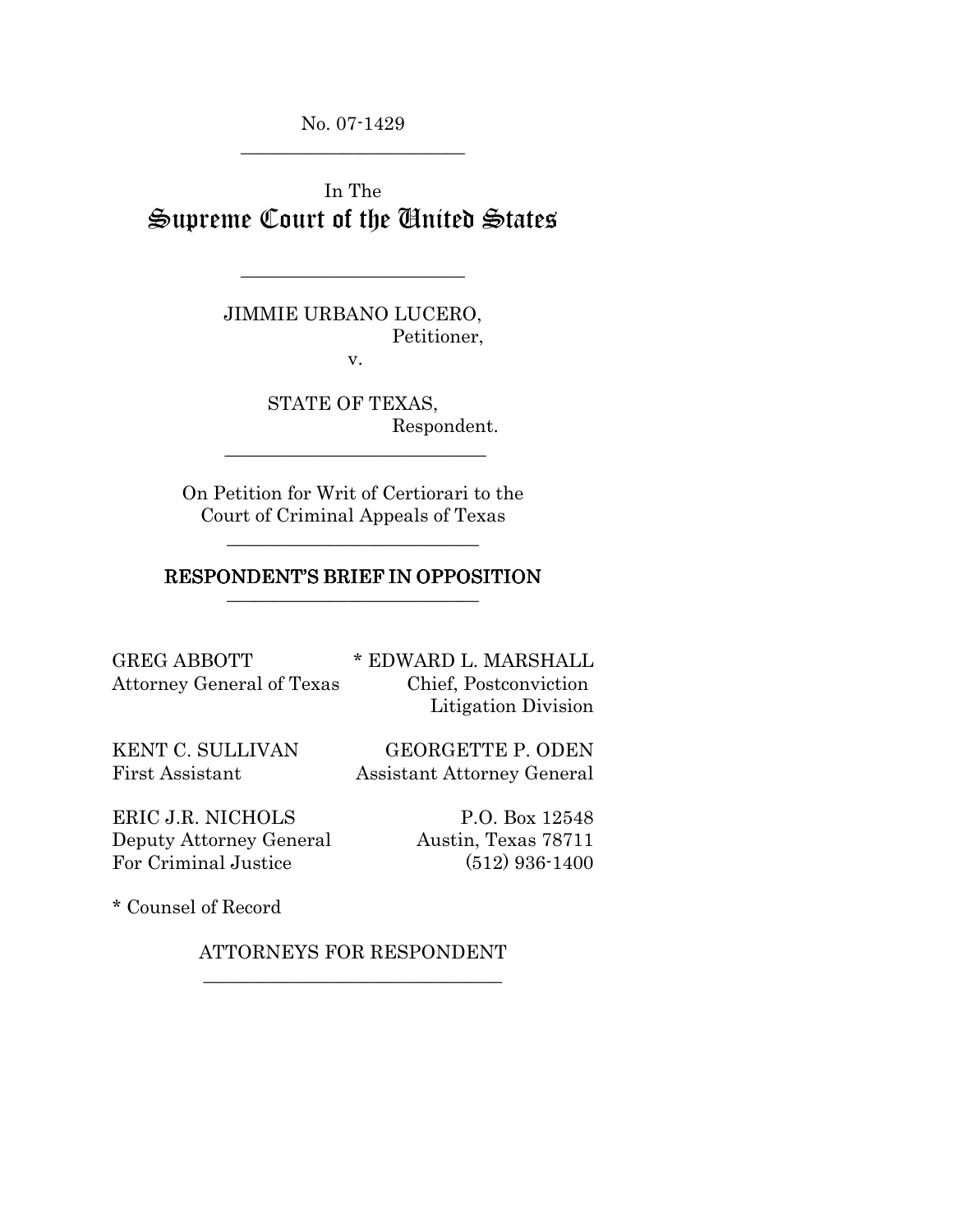No. 07-1429

---

In The

# Supreme Court of the United States

---

JIMMIE URBANO LUCERO,
Petitioner,

v.

STATE OF TEXAS,
Respondent.

---

On Petition for Writ of Certiorari to the
Court of Criminal Appeals of Texas

---

## RESPONDENT'S BRIEF IN OPPOSITION

---

GREG ABBOTT
Attorney General of Texas

KENT C. SULLIVAN
First Assistant

ERIC J.R. NICHOLS
Deputy Attorney General
For Criminal Justice

\* EDWARD L. MARSHALL
Chief, Postconviction
Litigation Division

GEORGETTE P. ODEN
Assistant Attorney General

P.O. Box 12548
Austin, Texas 78711
(512) 936-1400

\* Counsel of Record

ATTORNEYS FOR RESPONDENT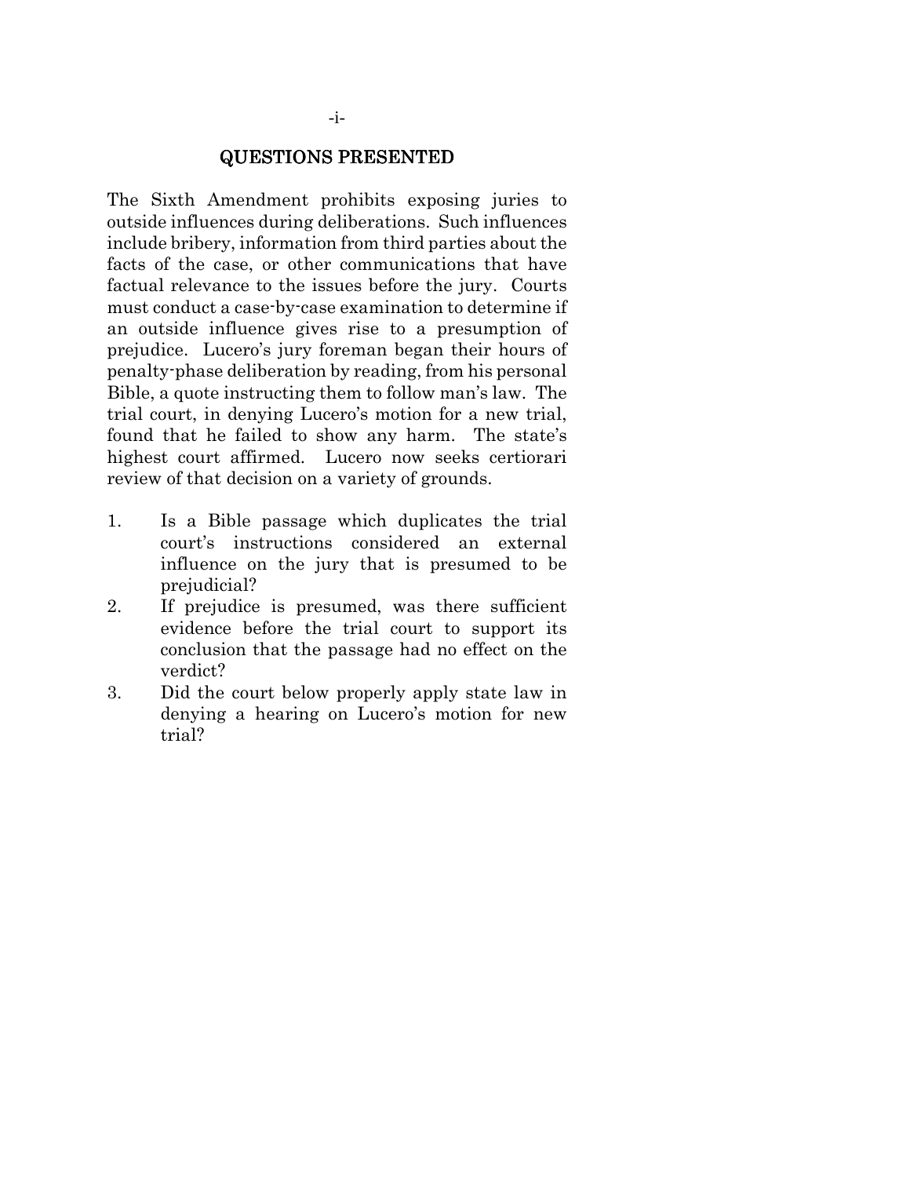## QUESTIONS PRESENTED

The Sixth Amendment prohibits exposing juries to outside influences during deliberations. Such influences include bribery, information from third parties about the facts of the case, or other communications that have factual relevance to the issues before the jury. Courts must conduct a case-by-case examination to determine if an outside influence gives rise to a presumption of prejudice. Lucero's jury foreman began their hours of penalty-phase deliberation by reading, from his personal Bible, a quote instructing them to follow man's law. The trial court, in denying Lucero's motion for a new trial, found that he failed to show any harm. The state's highest court affirmed. Lucero now seeks certiorari review of that decision on a variety of grounds.

1. Is a Bible passage which duplicates the trial court's instructions considered an external influence on the jury that is presumed to be prejudicial?
2. If prejudice is presumed, was there sufficient evidence before the trial court to support its conclusion that the passage had no effect on the verdict?
3. Did the court below properly apply state law in denying a hearing on Lucero's motion for new trial?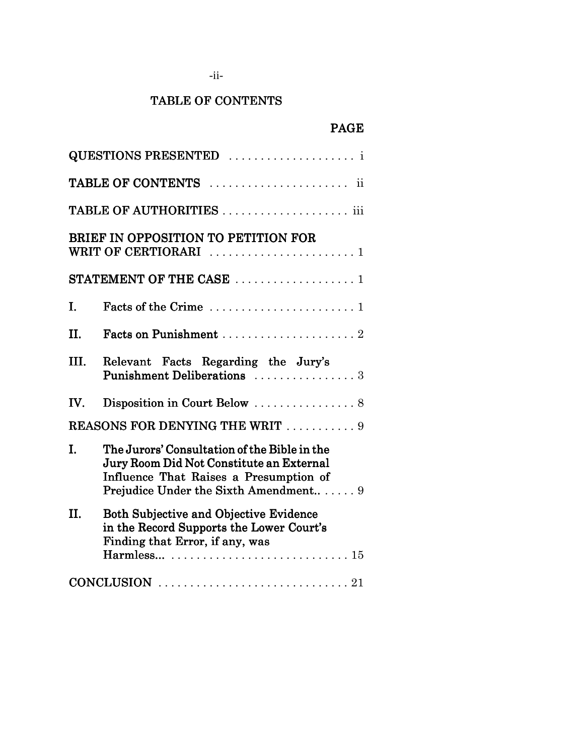# TABLE OF CONTENTS

| | | PAGE |
|---|---|---|
| QUESTIONS PRESENTED | | i |
| TABLE OF CONTENTS | | ii |
| TABLE OF AUTHORITIES | | iii |
| BRIEF IN OPPOSITION TO PETITION FOR WRIT OF CERTIORARI | | 1 |
| STATEMENT OF THE CASE | | 1 |
| I. | Facts of the Crime | 1 |
| II. | Facts on Punishment | 2 |
| III. | Relevant Facts Regarding the Jury's Punishment Deliberations | 3 |
| IV. | Disposition in Court Below | 8 |
| REASONS FOR DENYING THE WRIT | | 9 |
| I. | The Jurors' Consultation of the Bible in the Jury Room Did Not Constitute an External Influence That Raises a Presumption of Prejudice Under the Sixth Amendment.. | 9 |
| II. | Both Subjective and Objective Evidence in the Record Supports the Lower Court's Finding that Error, if any, was Harmless... | 15 |
| CONCLUSION | | 21 |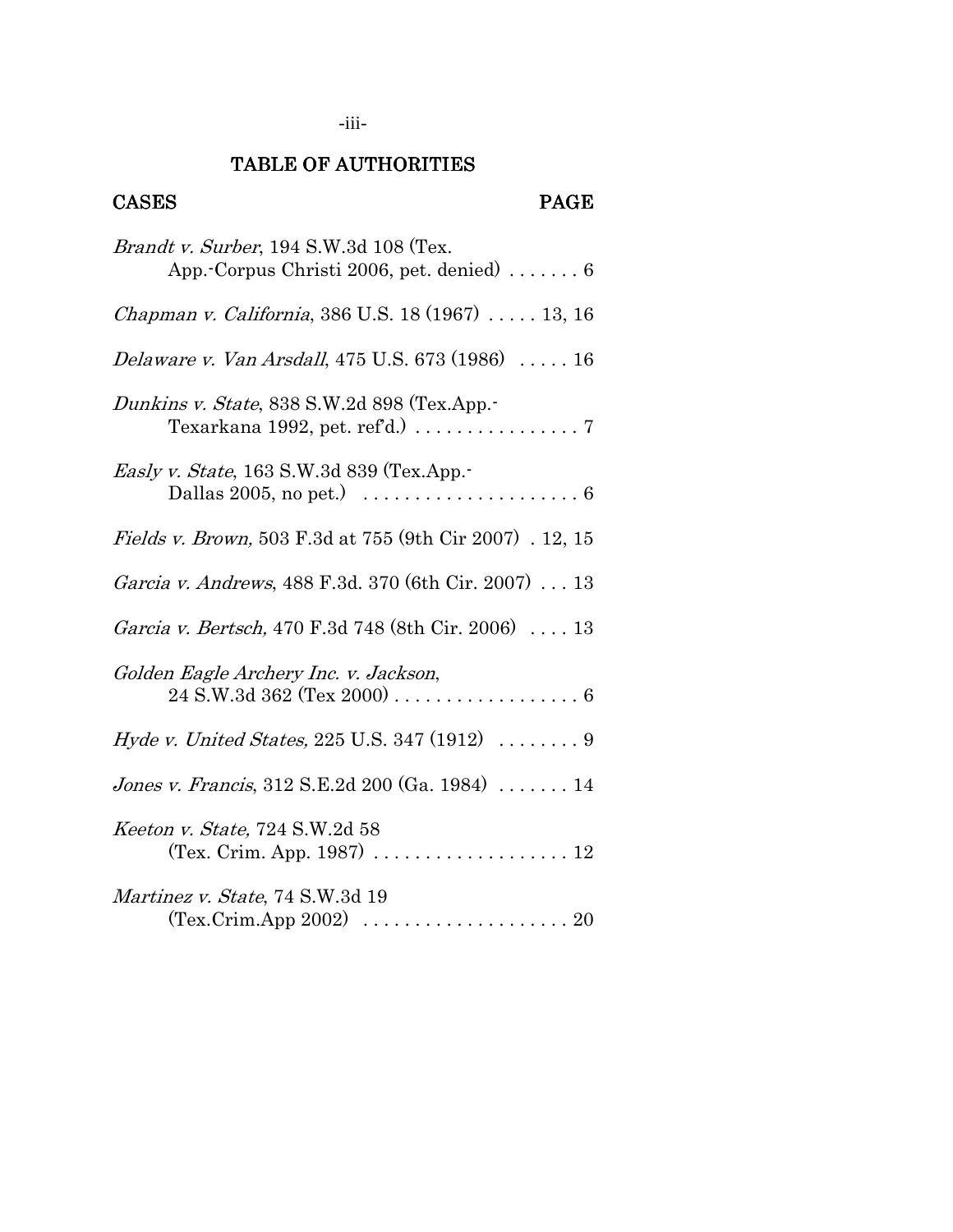## TABLE OF AUTHORITIES

| CASES | PAGE |
|---|---|
| *Brandt v. Surber*, 194 S.W.3d 108 (Tex. App.-Corpus Christi 2006, pet. denied) | 6 |
| *Chapman v. California*, 386 U.S. 18 (1967) | 13, 16 |
| *Delaware v. Van Arsdall*, 475 U.S. 673 (1986) | 16 |
| *Dunkins v. State*, 838 S.W.2d 898 (Tex.App.-Texarkana 1992, pet. ref'd.) | 7 |
| *Easly v. State*, 163 S.W.3d 839 (Tex.App.-Dallas 2005, no pet.) | 6 |
| *Fields v. Brown,* 503 F.3d at 755 (9th Cir 2007) | 12, 15 |
| *Garcia v. Andrews*, 488 F.3d. 370 (6th Cir. 2007) | 13 |
| *Garcia v. Bertsch,* 470 F.3d 748 (8th Cir. 2006) | 13 |
| *Golden Eagle Archery Inc. v. Jackson*, 24 S.W.3d 362 (Tex 2000) | 6 |
| *Hyde v. United States,* 225 U.S. 347 (1912) | 9 |
| *Jones v. Francis*, 312 S.E.2d 200 (Ga. 1984) | 14 |
| *Keeton v. State,* 724 S.W.2d 58 (Tex. Crim. App. 1987) | 12 |
| *Martinez v. State*, 74 S.W.3d 19 (Tex.Crim.App 2002) | 20 |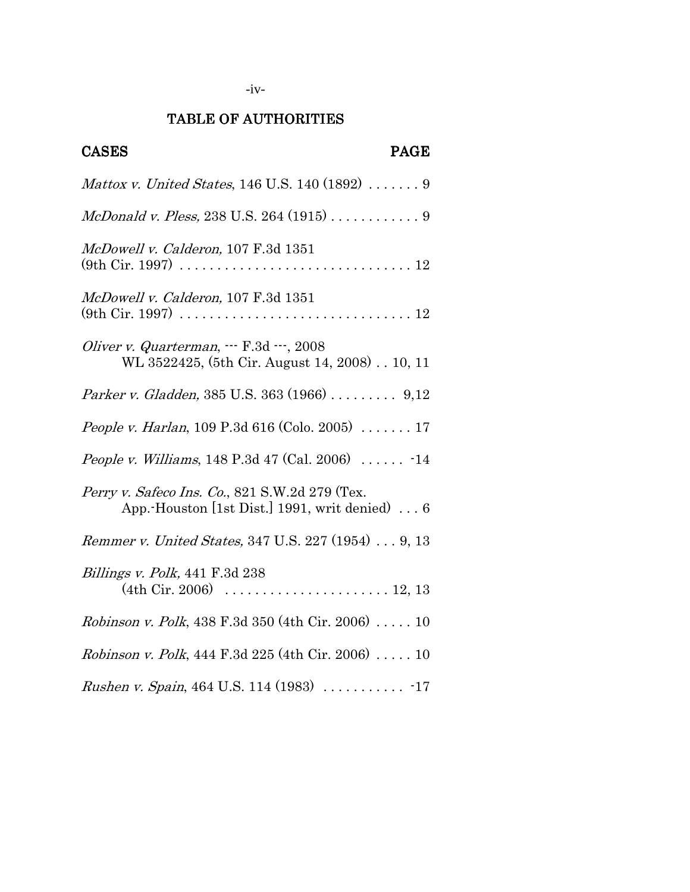## TABLE OF AUTHORITIES

**CASES** **PAGE**

*Mattox v. United States*, 146 U.S. 140 (1892) . . . . . . . 9

*McDonald v. Pless,* 238 U.S. 264 (1915) . . . . . . . . . . . . 9

*McDowell v. Calderon,* 107 F.3d 1351 (9th Cir. 1997) . . . . . . . . . . . . . . . . . . . . . . . . . . . . . . . 12

*McDowell v. Calderon,* 107 F.3d 1351 (9th Cir. 1997) . . . . . . . . . . . . . . . . . . . . . . . . . . . . . . . 12

*Oliver v. Quarterman*, --- F.3d ---, 2008 WL 3522425, (5th Cir. August 14, 2008) . . 10, 11

*Parker v. Gladden,* 385 U.S. 363 (1966) . . . . . . . . . 9,12

*People v. Harlan*, 109 P.3d 616 (Colo. 2005) . . . . . . . 17

*People v. Williams*, 148 P.3d 47 (Cal. 2006) . . . . . . -14

*Perry v. Safeco Ins. Co.*, 821 S.W.2d 279 (Tex. App.-Houston [1st Dist.] 1991, writ denied) . . . 6

*Remmer v. United States,* 347 U.S. 227 (1954) . . . 9, 13

*Billings v. Polk,* 441 F.3d 238 (4th Cir. 2006) . . . . . . . . . . . . . . . . . . . . . . 12, 13

*Robinson v. Polk*, 438 F.3d 350 (4th Cir. 2006) . . . . . 10

*Robinson v. Polk*, 444 F.3d 225 (4th Cir. 2006) . . . . . 10

*Rushen v. Spain*, 464 U.S. 114 (1983) . . . . . . . . . . . -17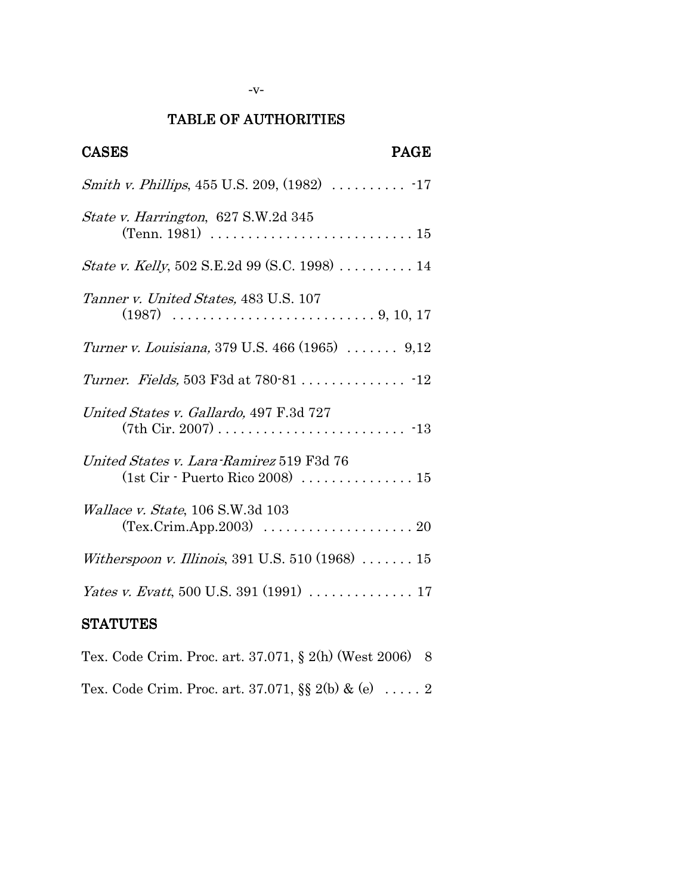# TABLE OF AUTHORITIES

**CASES** **PAGE**

*Smith v. Phillips*, 455 U.S. 209, (1982) .......... -17

*State v. Harrington*, 627 S.W.2d 345 (Tenn. 1981) .......................... 15

*State v. Kelly*, 502 S.E.2d 99 (S.C. 1998) .......... 14

*Tanner v. United States,* 483 U.S. 107 (1987) .......................... 9, 10, 17

*Turner v. Louisiana,* 379 U.S. 466 (1965) ....... 9,12

*Turner. Fields,* 503 F3d at 780-81 .............. -12

*United States v. Gallardo,* 497 F.3d 727 (7th Cir. 2007) ........................ -13

*United States v. Lara-Ramirez* 519 F3d 76 (1st Cir - Puerto Rico 2008) ............... 15

*Wallace v. State*, 106 S.W.3d 103 (Tex.Crim.App.2003) .................... 20

*Witherspoon v. Illinois*, 391 U.S. 510 (1968) ....... 15

*Yates v. Evatt*, 500 U.S. 391 (1991) .............. 17

**STATUTES**

Tex. Code Crim. Proc. art. 37.071, § 2(h) (West 2006) 8

Tex. Code Crim. Proc. art. 37.071, §§ 2(b) & (e) ..... 2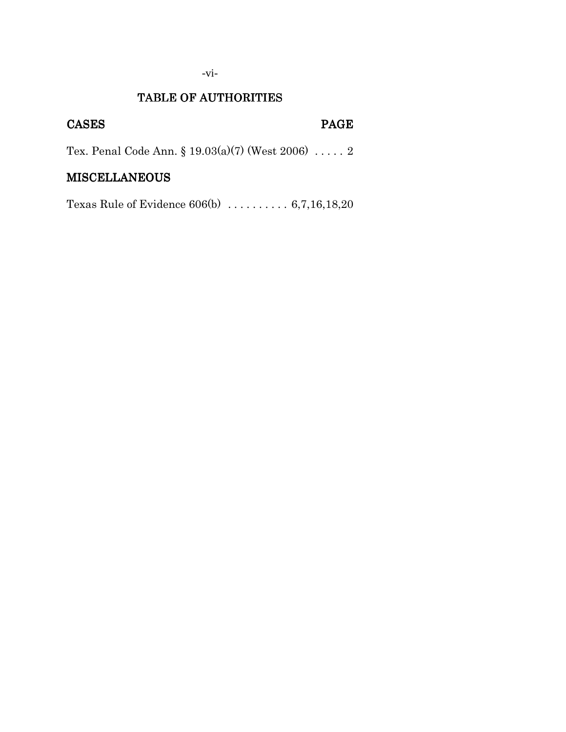# TABLE OF AUTHORITIES

**CASES** **PAGE**

Tex. Penal Code Ann. § 19.03(a)(7) (West 2006) . . . . . 2

## MISCELLANEOUS

Texas Rule of Evidence 606(b) . . . . . . . . . . 6,7,16,18,20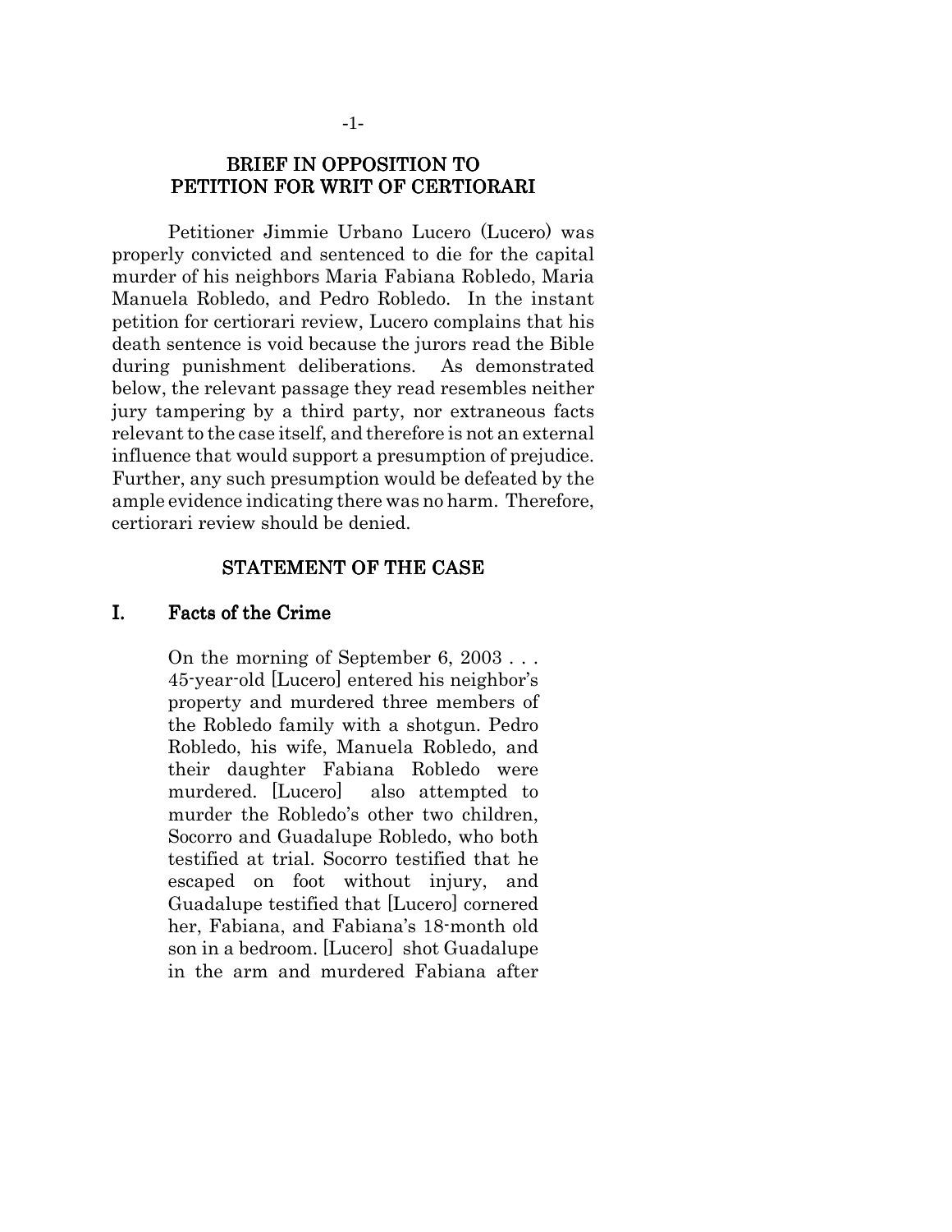## BRIEF IN OPPOSITION TO PETITION FOR WRIT OF CERTIORARI

Petitioner Jimmie Urbano Lucero (Lucero) was properly convicted and sentenced to die for the capital murder of his neighbors Maria Fabiana Robledo, Maria Manuela Robledo, and Pedro Robledo. In the instant petition for certiorari review, Lucero complains that his death sentence is void because the jurors read the Bible during punishment deliberations. As demonstrated below, the relevant passage they read resembles neither jury tampering by a third party, nor extraneous facts relevant to the case itself, and therefore is not an external influence that would support a presumption of prejudice. Further, any such presumption would be defeated by the ample evidence indicating there was no harm. Therefore, certiorari review should be denied.

## STATEMENT OF THE CASE

### I. Facts of the Crime

> On the morning of September 6, 2003 . . . 45-year-old [Lucero] entered his neighbor's property and murdered three members of the Robledo family with a shotgun. Pedro Robledo, his wife, Manuela Robledo, and their daughter Fabiana Robledo were murdered. [Lucero] also attempted to murder the Robledo's other two children, Socorro and Guadalupe Robledo, who both testified at trial. Socorro testified that he escaped on foot without injury, and Guadalupe testified that [Lucero] cornered her, Fabiana, and Fabiana's 18-month old son in a bedroom. [Lucero] shot Guadalupe in the arm and murdered Fabiana after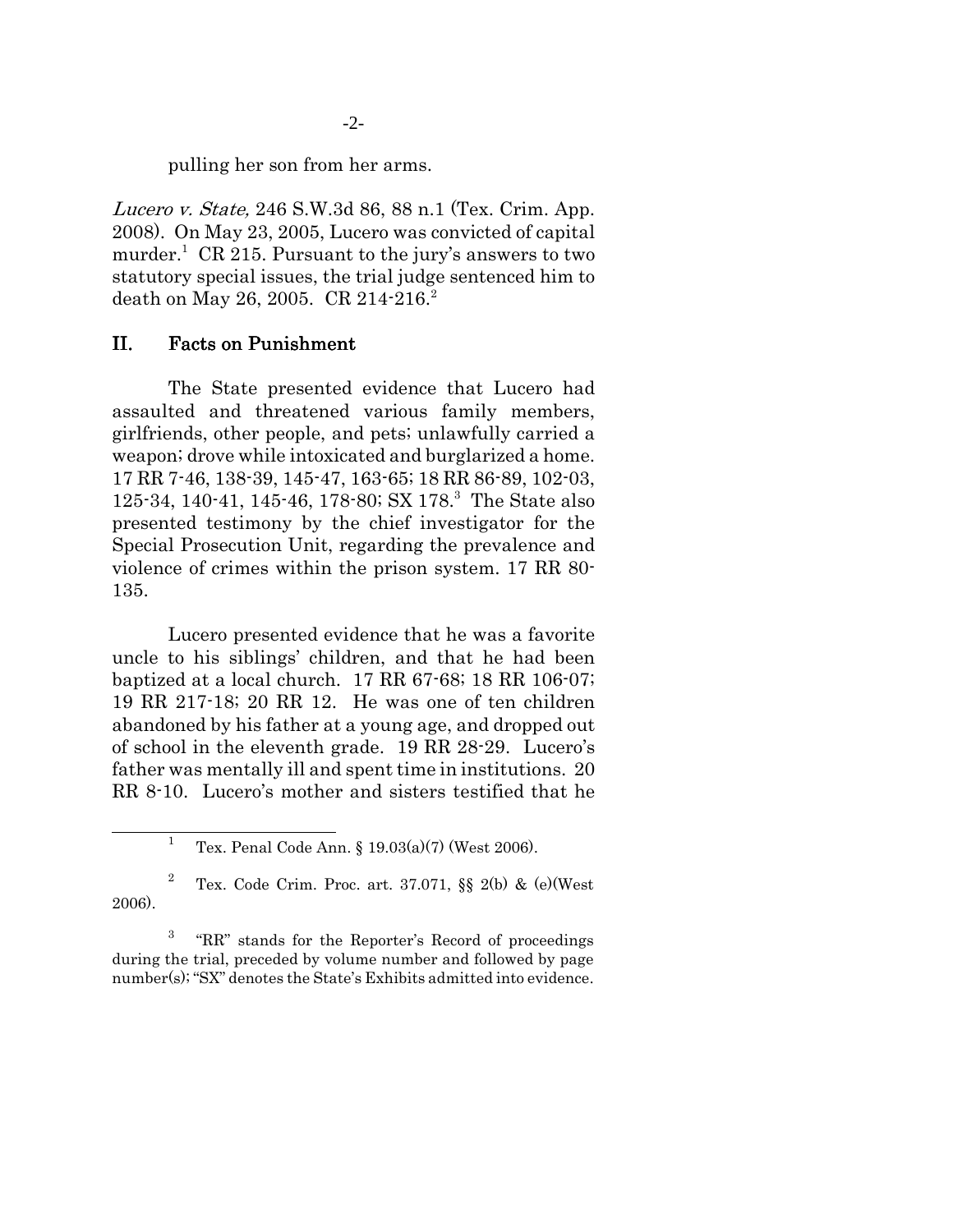pulling her son from her arms.

*Lucero v. State,* 246 S.W.3d 86, 88 n.1 (Tex. Crim. App. 2008). On May 23, 2005, Lucero was convicted of capital murder.[1] CR 215. Pursuant to the jury's answers to two statutory special issues, the trial judge sentenced him to death on May 26, 2005. CR 214-216.[2]

## II. Facts on Punishment

The State presented evidence that Lucero had assaulted and threatened various family members, girlfriends, other people, and pets; unlawfully carried a weapon; drove while intoxicated and burglarized a home. 17 RR 7-46, 138-39, 145-47, 163-65; 18 RR 86-89, 102-03, 125-34, 140-41, 145-46, 178-80; SX 178.[3] The State also presented testimony by the chief investigator for the Special Prosecution Unit, regarding the prevalence and violence of crimes within the prison system. 17 RR 80-135.

Lucero presented evidence that he was a favorite uncle to his siblings' children, and that he had been baptized at a local church. 17 RR 67-68; 18 RR 106-07; 19 RR 217-18; 20 RR 12. He was one of ten children abandoned by his father at a young age, and dropped out of school in the eleventh grade. 19 RR 28-29. Lucero's father was mentally ill and spent time in institutions. 20 RR 8-10. Lucero's mother and sisters testified that he

---

[1] Tex. Penal Code Ann. § 19.03(a)(7) (West 2006).

[2] Tex. Code Crim. Proc. art. 37.071, §§ 2(b) & (e)(West 2006).

[3] "RR" stands for the Reporter's Record of proceedings during the trial, preceded by volume number and followed by page number(s); "SX" denotes the State's Exhibits admitted into evidence.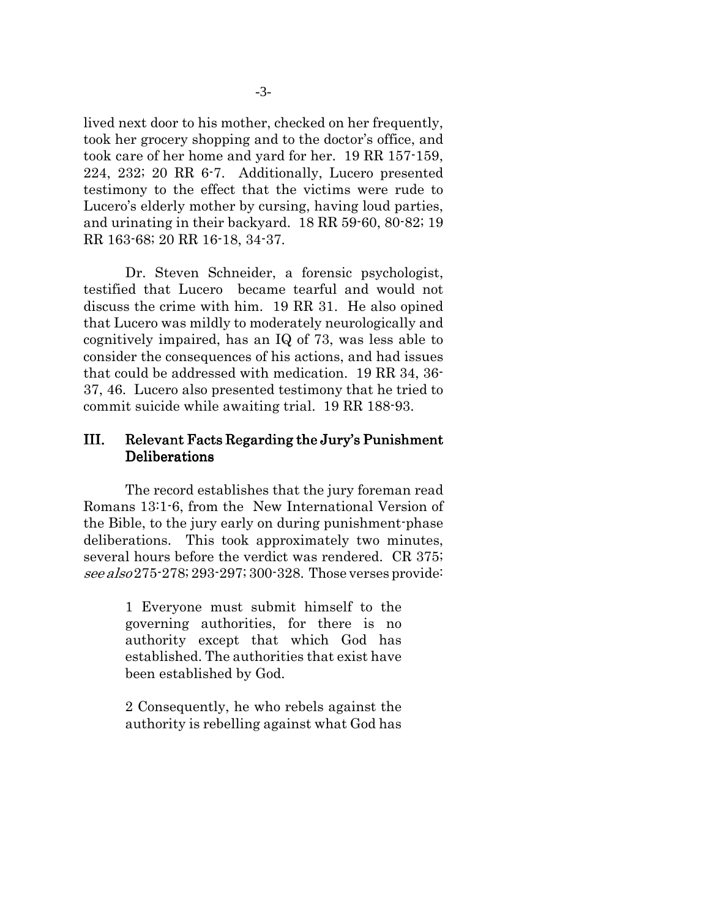lived next door to his mother, checked on her frequently, took her grocery shopping and to the doctor's office, and took care of her home and yard for her. 19 RR 157-159, 224, 232; 20 RR 6-7. Additionally, Lucero presented testimony to the effect that the victims were rude to Lucero's elderly mother by cursing, having loud parties, and urinating in their backyard. 18 RR 59-60, 80-82; 19 RR 163-68; 20 RR 16-18, 34-37.

Dr. Steven Schneider, a forensic psychologist, testified that Lucero became tearful and would not discuss the crime with him. 19 RR 31. He also opined that Lucero was mildly to moderately neurologically and cognitively impaired, has an IQ of 73, was less able to consider the consequences of his actions, and had issues that could be addressed with medication. 19 RR 34, 36-37, 46. Lucero also presented testimony that he tried to commit suicide while awaiting trial. 19 RR 188-93.

## III. Relevant Facts Regarding the Jury's Punishment Deliberations

The record establishes that the jury foreman read Romans 13:1-6, from the New International Version of the Bible, to the jury early on during punishment-phase deliberations. This took approximately two minutes, several hours before the verdict was rendered. CR 375; *see also* 275-278; 293-297; 300-328. Those verses provide:

> 1 Everyone must submit himself to the governing authorities, for there is no authority except that which God has established. The authorities that exist have been established by God.
>
> 2 Consequently, he who rebels against the authority is rebelling against what God has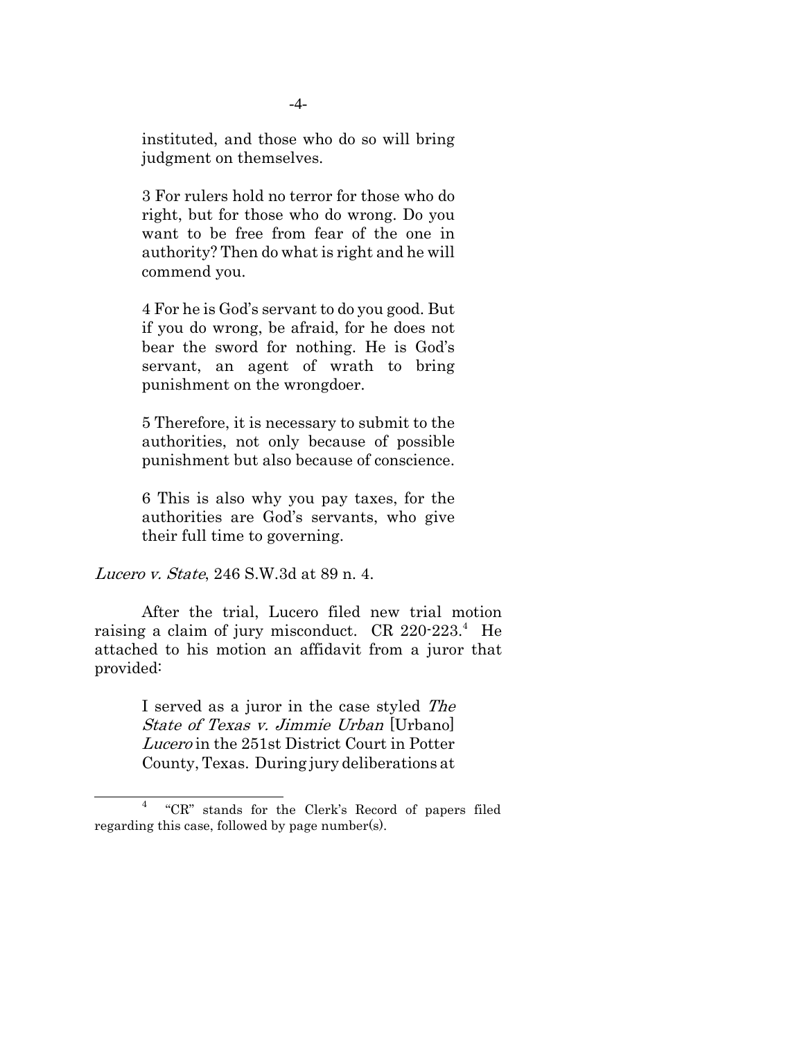> instituted, and those who do so will bring judgment on themselves.
>
> 3 For rulers hold no terror for those who do right, but for those who do wrong. Do you want to be free from fear of the one in authority? Then do what is right and he will commend you.
>
> 4 For he is God's servant to do you good. But if you do wrong, be afraid, for he does not bear the sword for nothing. He is God's servant, an agent of wrath to bring punishment on the wrongdoer.
>
> 5 Therefore, it is necessary to submit to the authorities, not only because of possible punishment but also because of conscience.
>
> 6 This is also why you pay taxes, for the authorities are God's servants, who give their full time to governing.

*Lucero v. State*, 246 S.W.3d at 89 n. 4.

After the trial, Lucero filed new trial motion raising a claim of jury misconduct. CR 220-223.[4] He attached to his motion an affidavit from a juror that provided:

> I served as a juror in the case styled *The State of Texas v. Jimmie Urban* [Urbano] *Lucero* in the 251st District Court in Potter County, Texas. During jury deliberations at

---

[4] "CR" stands for the Clerk's Record of papers filed regarding this case, followed by page number(s).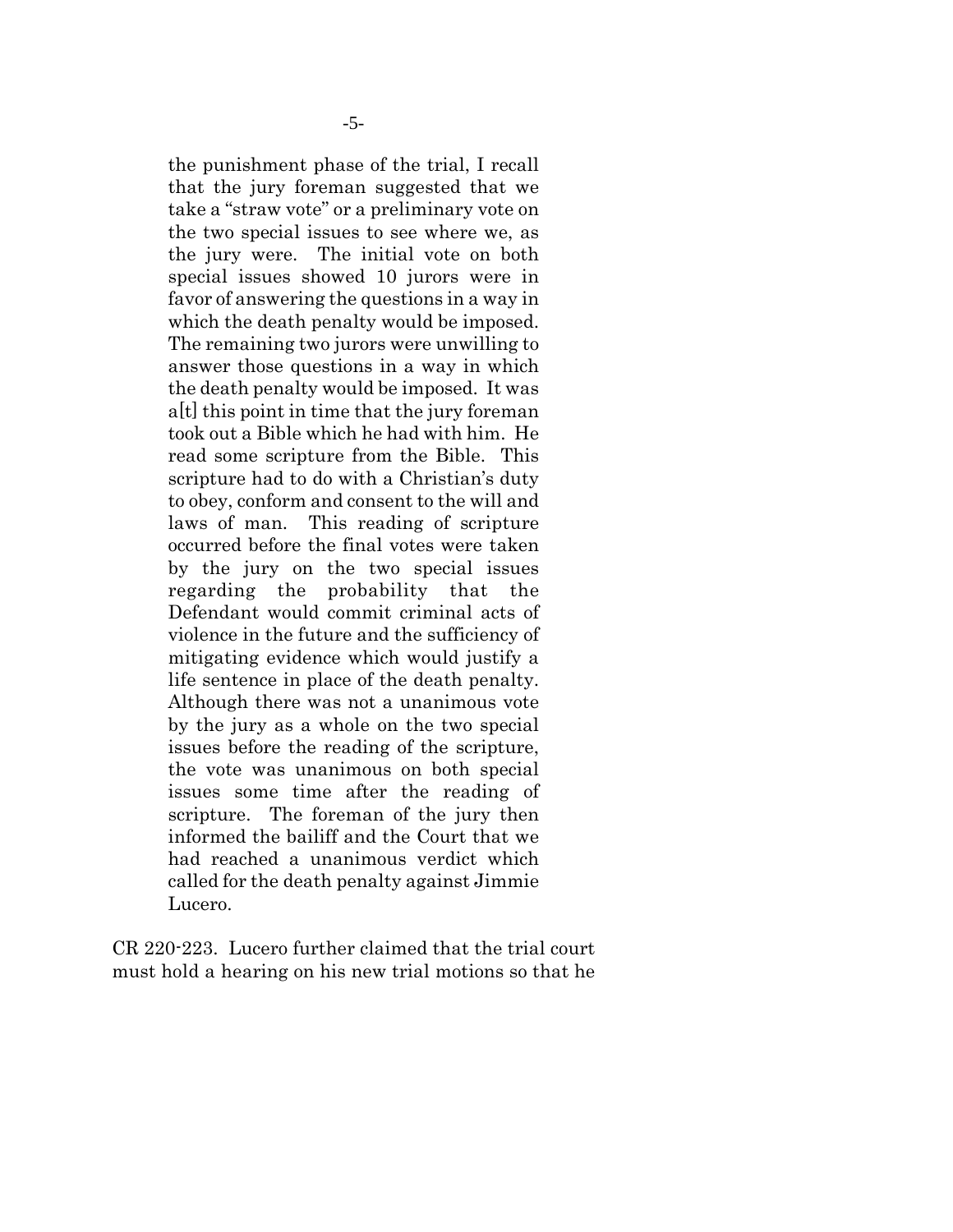> the punishment phase of the trial, I recall that the jury foreman suggested that we take a "straw vote" or a preliminary vote on the two special issues to see where we, as the jury were. The initial vote on both special issues showed 10 jurors were in favor of answering the questions in a way in which the death penalty would be imposed. The remaining two jurors were unwilling to answer those questions in a way in which the death penalty would be imposed. It was a[t] this point in time that the jury foreman took out a Bible which he had with him. He read some scripture from the Bible. This scripture had to do with a Christian's duty to obey, conform and consent to the will and laws of man. This reading of scripture occurred before the final votes were taken by the jury on the two special issues regarding the probability that the Defendant would commit criminal acts of violence in the future and the sufficiency of mitigating evidence which would justify a life sentence in place of the death penalty. Although there was not a unanimous vote by the jury as a whole on the two special issues before the reading of the scripture, the vote was unanimous on both special issues some time after the reading of scripture. The foreman of the jury then informed the bailiff and the Court that we had reached a unanimous verdict which called for the death penalty against Jimmie Lucero.

CR 220-223. Lucero further claimed that the trial court must hold a hearing on his new trial motions so that he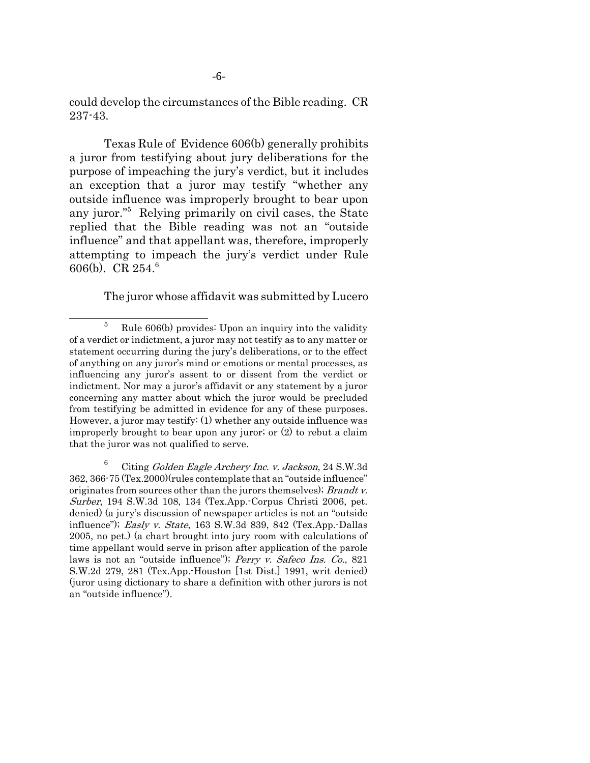could develop the circumstances of the Bible reading. CR 237-43.

Texas Rule of Evidence 606(b) generally prohibits a juror from testifying about jury deliberations for the purpose of impeaching the jury's verdict, but it includes an exception that a juror may testify "whether any outside influence was improperly brought to bear upon any juror."[5] Relying primarily on civil cases, the State replied that the Bible reading was not an "outside influence" and that appellant was, therefore, improperly attempting to impeach the jury's verdict under Rule 606(b). CR 254.[6]

The juror whose affidavit was submitted by Lucero

---

[5] Rule 606(b) provides: Upon an inquiry into the validity of a verdict or indictment, a juror may not testify as to any matter or statement occurring during the jury's deliberations, or to the effect of anything on any juror's mind or emotions or mental processes, as influencing any juror's assent to or dissent from the verdict or indictment. Nor may a juror's affidavit or any statement by a juror concerning any matter about which the juror would be precluded from testifying be admitted in evidence for any of these purposes. However, a juror may testify: (1) whether any outside influence was improperly brought to bear upon any juror; or (2) to rebut a claim that the juror was not qualified to serve.

[6] Citing *Golden Eagle Archery Inc. v. Jackson*, 24 S.W.3d 362, 366-75 (Tex.2000)(rules contemplate that an "outside influence" originates from sources other than the jurors themselves); *Brandt v. Surber*, 194 S.W.3d 108, 134 (Tex.App.-Corpus Christi 2006, pet. denied) (a jury's discussion of newspaper articles is not an "outside influence"); *Easly v. State*, 163 S.W.3d 839, 842 (Tex.App.-Dallas 2005, no pet.) (a chart brought into jury room with calculations of time appellant would serve in prison after application of the parole laws is not an "outside influence"); *Perry v. Safeco Ins. Co.*, 821 S.W.2d 279, 281 (Tex.App.-Houston [1st Dist.] 1991, writ denied) (juror using dictionary to share a definition with other jurors is not an "outside influence").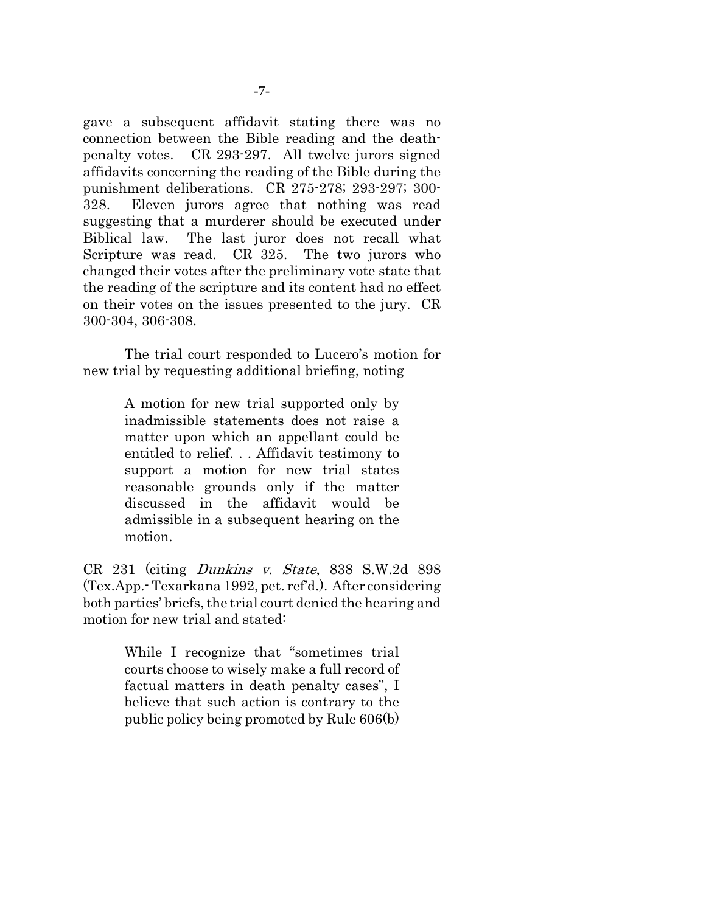gave a subsequent affidavit stating there was no connection between the Bible reading and the death-penalty votes. CR 293-297. All twelve jurors signed affidavits concerning the reading of the Bible during the punishment deliberations. CR 275-278; 293-297; 300-328. Eleven jurors agree that nothing was read suggesting that a murderer should be executed under Biblical law. The last juror does not recall what Scripture was read. CR 325. The two jurors who changed their votes after the preliminary vote state that the reading of the scripture and its content had no effect on their votes on the issues presented to the jury. CR 300-304, 306-308.

The trial court responded to Lucero's motion for new trial by requesting additional briefing, noting

> A motion for new trial supported only by inadmissible statements does not raise a matter upon which an appellant could be entitled to relief. . . Affidavit testimony to support a motion for new trial states reasonable grounds only if the matter discussed in the affidavit would be admissible in a subsequent hearing on the motion.

CR 231 (citing *Dunkins v. State*, 838 S.W.2d 898 (Tex.App.- Texarkana 1992, pet. ref'd.). After considering both parties' briefs, the trial court denied the hearing and motion for new trial and stated:

> While I recognize that "sometimes trial courts choose to wisely make a full record of factual matters in death penalty cases", I believe that such action is contrary to the public policy being promoted by Rule 606(b)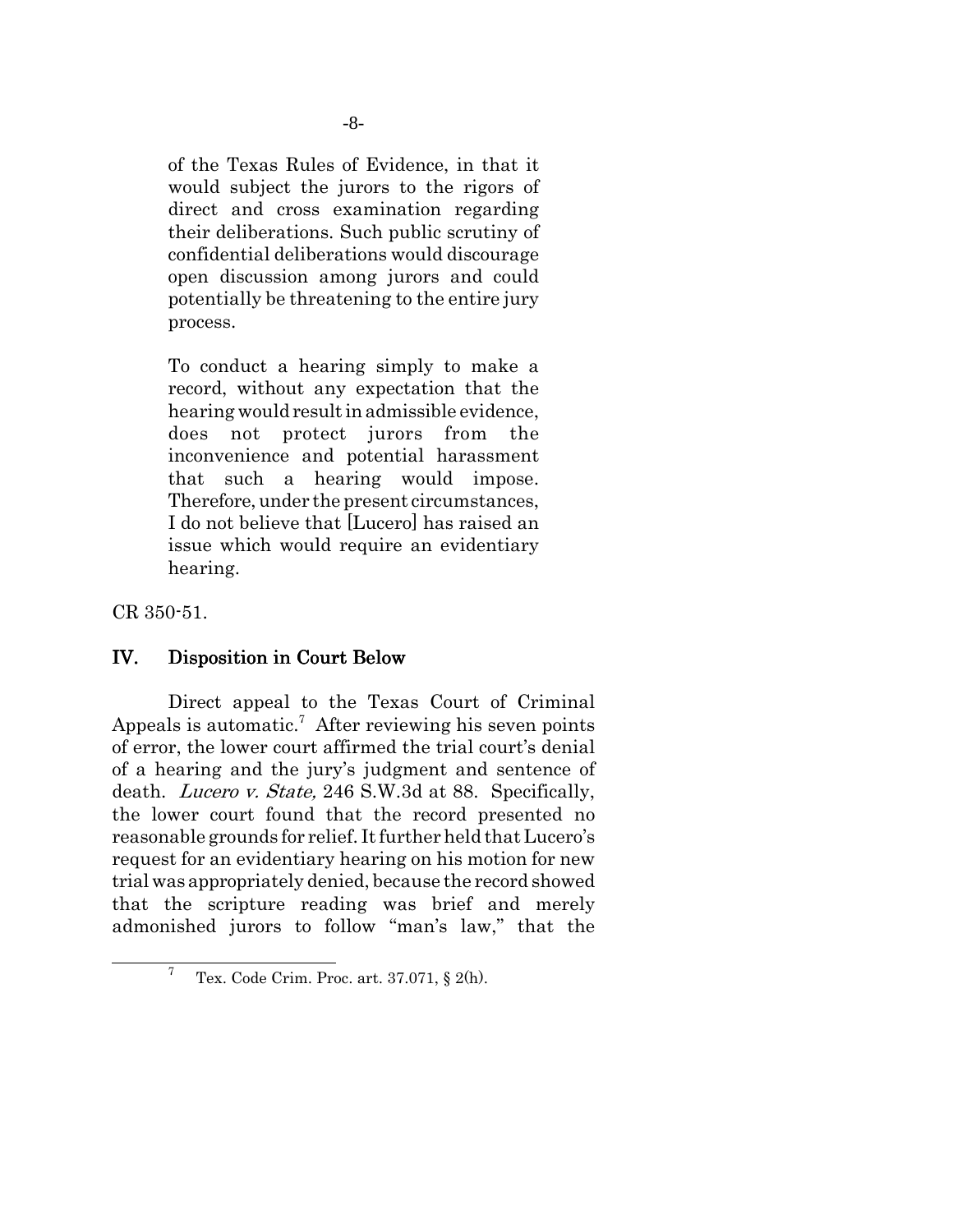> of the Texas Rules of Evidence, in that it would subject the jurors to the rigors of direct and cross examination regarding their deliberations. Such public scrutiny of confidential deliberations would discourage open discussion among jurors and could potentially be threatening to the entire jury process.
>
> To conduct a hearing simply to make a record, without any expectation that the hearing would result in admissible evidence, does not protect jurors from the inconvenience and potential harassment that such a hearing would impose. Therefore, under the present circumstances, I do not believe that [Lucero] has raised an issue which would require an evidentiary hearing.

CR 350-51.

## IV. Disposition in Court Below

Direct appeal to the Texas Court of Criminal Appeals is automatic.[7] After reviewing his seven points of error, the lower court affirmed the trial court's denial of a hearing and the jury's judgment and sentence of death. *Lucero v. State,* 246 S.W.3d at 88. Specifically, the lower court found that the record presented no reasonable grounds for relief. It further held that Lucero's request for an evidentiary hearing on his motion for new trial was appropriately denied, because the record showed that the scripture reading was brief and merely admonished jurors to follow "man's law," that the

[7] Tex. Code Crim. Proc. art. 37.071, § 2(h).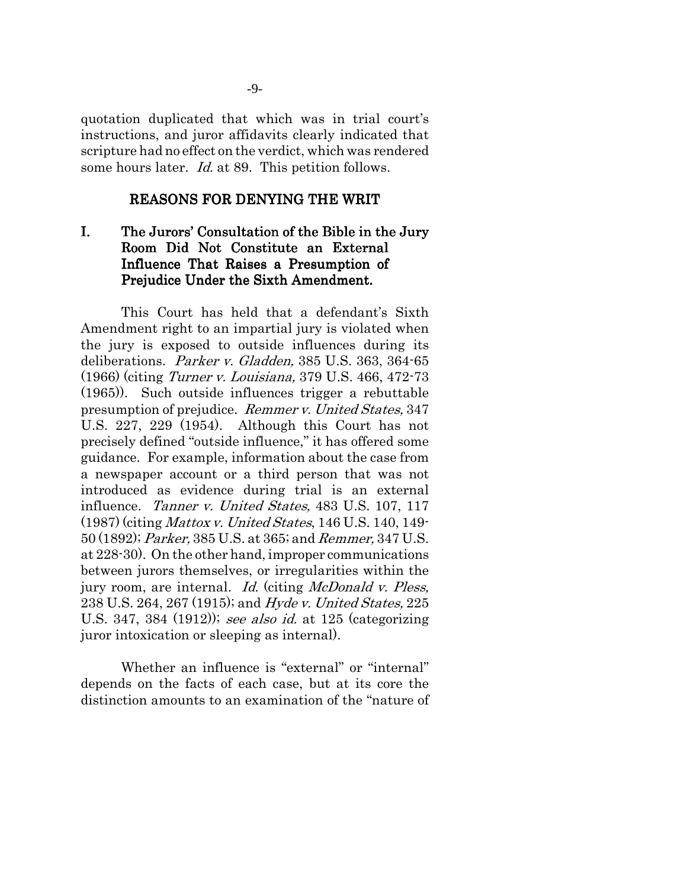quotation duplicated that which was in trial court's instructions, and juror affidavits clearly indicated that scripture had no effect on the verdict, which was rendered some hours later. *Id.* at 89. This petition follows.

## REASONS FOR DENYING THE WRIT

### I. The Jurors' Consultation of the Bible in the Jury Room Did Not Constitute an External Influence That Raises a Presumption of Prejudice Under the Sixth Amendment.

This Court has held that a defendant's Sixth Amendment right to an impartial jury is violated when the jury is exposed to outside influences during its deliberations. *Parker v. Gladden,* 385 U.S. 363, 364-65 (1966) (citing *Turner v. Louisiana,* 379 U.S. 466, 472-73 (1965)). Such outside influences trigger a rebuttable presumption of prejudice. *Remmer v. United States,* 347 U.S. 227, 229 (1954). Although this Court has not precisely defined "outside influence," it has offered some guidance. For example, information about the case from a newspaper account or a third person that was not introduced as evidence during trial is an external influence. *Tanner v. United States,* 483 U.S. 107, 117 (1987) (citing *Mattox v. United States*, 146 U.S. 140, 149-50 (1892); *Parker,* 385 U.S. at 365; and *Remmer,* 347 U.S. at 228-30). On the other hand, improper communications between jurors themselves, or irregularities within the jury room, are internal. *Id.* (citing *McDonald v. Pless,* 238 U.S. 264, 267 (1915); and *Hyde v. United States,* 225 U.S. 347, 384 (1912)); *see also id.* at 125 (categorizing juror intoxication or sleeping as internal).

Whether an influence is "external" or "internal" depends on the facts of each case, but at its core the distinction amounts to an examination of the "nature of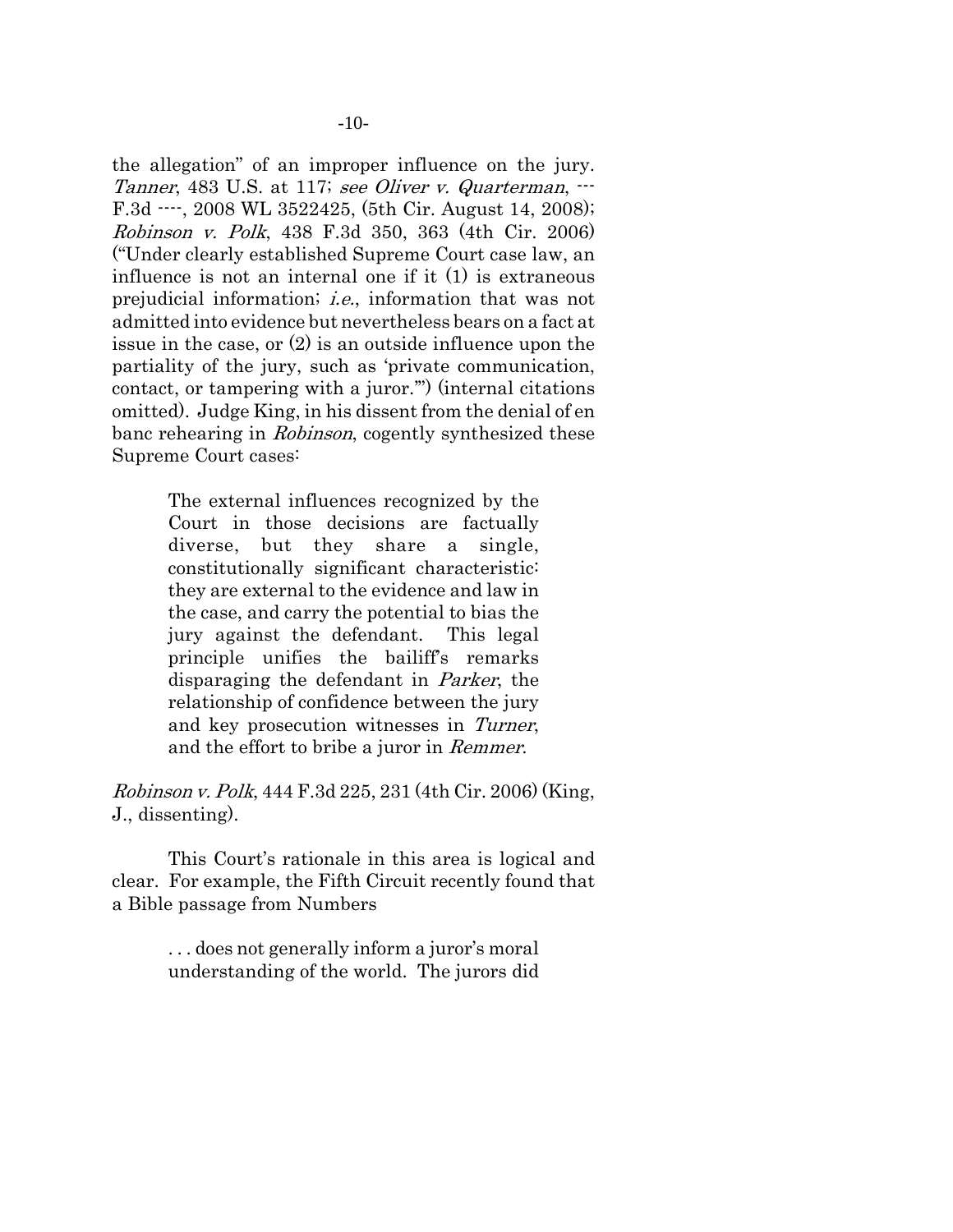the allegation" of an improper influence on the jury. *Tanner*, 483 U.S. at 117; *see Oliver v. Quarterman*, --- F.3d ----, 2008 WL 3522425, (5th Cir. August 14, 2008); *Robinson v. Polk*, 438 F.3d 350, 363 (4th Cir. 2006) ("Under clearly established Supreme Court case law, an influence is not an internal one if it (1) is extraneous prejudicial information; *i.e.*, information that was not admitted into evidence but nevertheless bears on a fact at issue in the case, or (2) is an outside influence upon the partiality of the jury, such as 'private communication, contact, or tampering with a juror.'") (internal citations omitted). Judge King, in his dissent from the denial of en banc rehearing in *Robinson*, cogently synthesized these Supreme Court cases:

> The external influences recognized by the Court in those decisions are factually diverse, but they share a single, constitutionally significant characteristic: they are external to the evidence and law in the case, and carry the potential to bias the jury against the defendant. This legal principle unifies the bailiff's remarks disparaging the defendant in *Parker*, the relationship of confidence between the jury and key prosecution witnesses in *Turner*, and the effort to bribe a juror in *Remmer*.

*Robinson v. Polk*, 444 F.3d 225, 231 (4th Cir. 2006) (King, J., dissenting).

This Court's rationale in this area is logical and clear. For example, the Fifth Circuit recently found that a Bible passage from Numbers

> . . . does not generally inform a juror's moral understanding of the world. The jurors did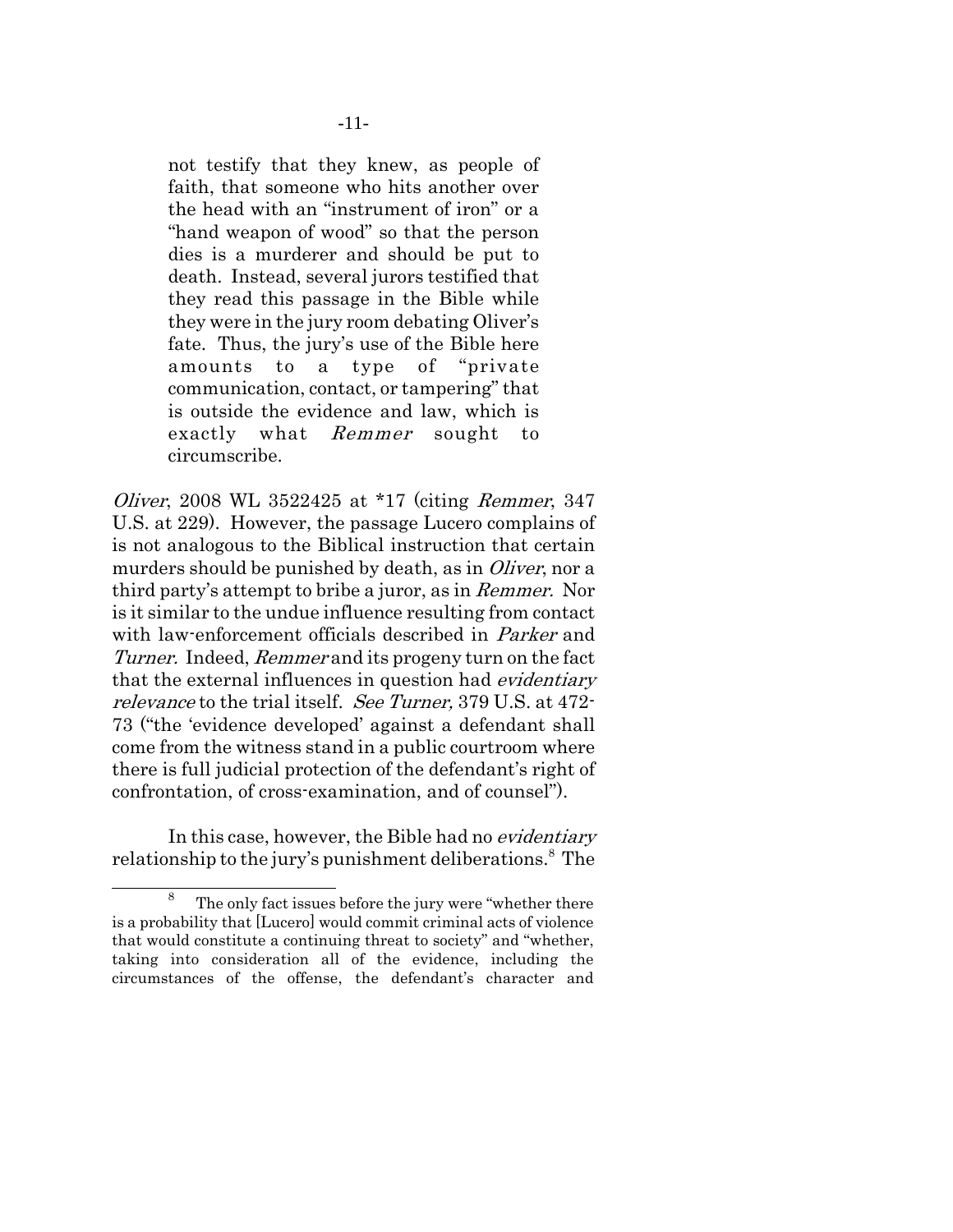> not testify that they knew, as people of faith, that someone who hits another over the head with an "instrument of iron" or a "hand weapon of wood" so that the person dies is a murderer and should be put to death. Instead, several jurors testified that they read this passage in the Bible while they were in the jury room debating Oliver's fate. Thus, the jury's use of the Bible here amounts to a type of "private communication, contact, or tampering" that is outside the evidence and law, which is exactly what *Remmer* sought to circumscribe.

*Oliver*, 2008 WL 3522425 at *17 (citing *Remmer*, 347 U.S. at 229). However, the passage Lucero complains of is not analogous to the Biblical instruction that certain murders should be punished by death, as in *Oliver*, nor a third party's attempt to bribe a juror, as in *Remmer*. Nor is it similar to the undue influence resulting from contact with law-enforcement officials described in *Parker* and *Turner*. Indeed, *Remmer* and its progeny turn on the fact that the external influences in question had *evidentiary relevance* to the trial itself. *See Turner,* 379 U.S. at 472-73 ("the 'evidence developed' against a defendant shall come from the witness stand in a public courtroom where there is full judicial protection of the defendant's right of confrontation, of cross-examination, and of counsel").

In this case, however, the Bible had no *evidentiary* relationship to the jury's punishment deliberations.[8] The

[8] The only fact issues before the jury were "whether there is a probability that [Lucero] would commit criminal acts of violence that would constitute a continuing threat to society" and "whether, taking into consideration all of the evidence, including the circumstances of the offense, the defendant's character and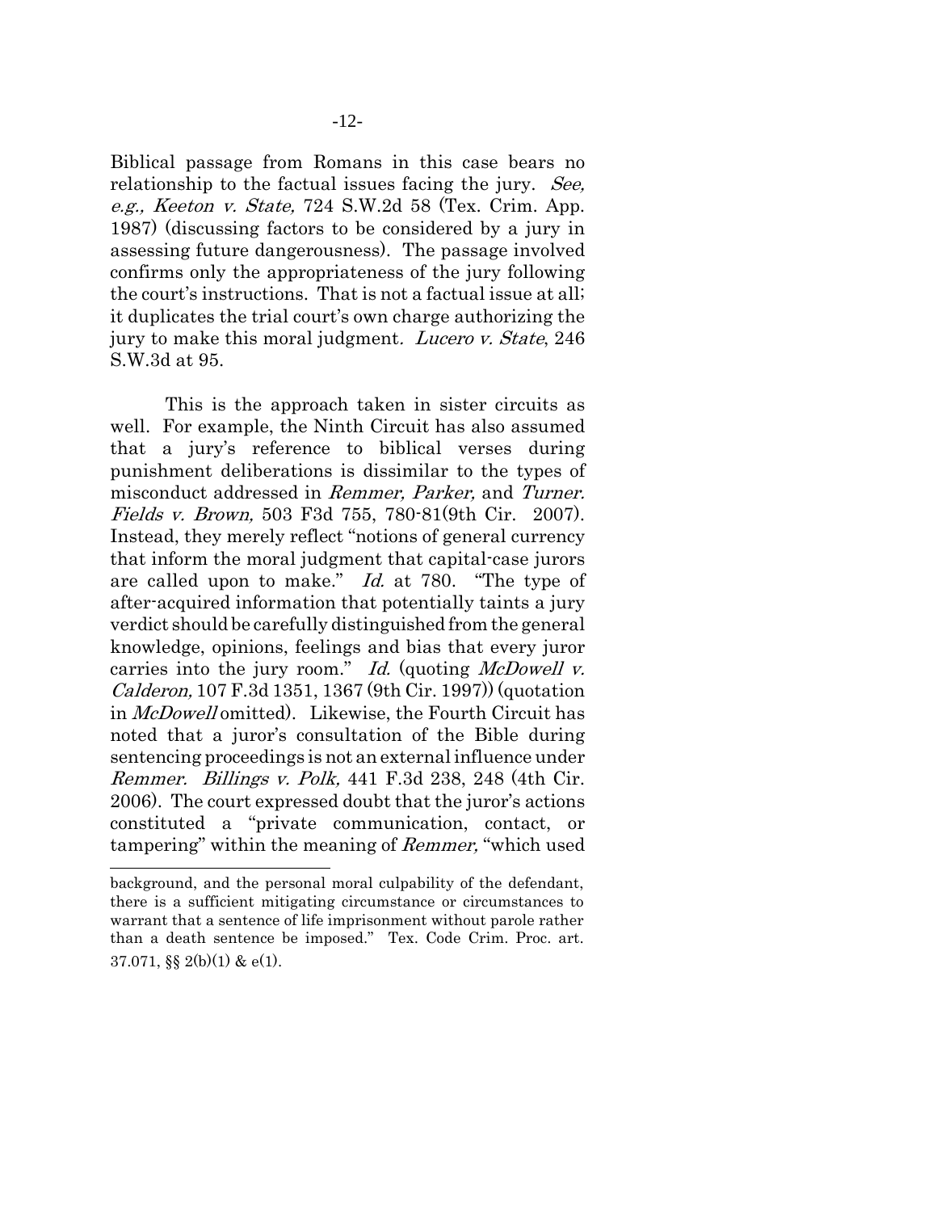Biblical passage from Romans in this case bears no relationship to the factual issues facing the jury. *See, e.g., Keeton v. State,* 724 S.W.2d 58 (Tex. Crim. App. 1987) (discussing factors to be considered by a jury in assessing future dangerousness). The passage involved confirms only the appropriateness of the jury following the court's instructions. That is not a factual issue at all; it duplicates the trial court's own charge authorizing the jury to make this moral judgment. *Lucero v. State*, 246 S.W.3d at 95.

This is the approach taken in sister circuits as well. For example, the Ninth Circuit has also assumed that a jury's reference to biblical verses during punishment deliberations is dissimilar to the types of misconduct addressed in *Remmer, Parker,* and *Turner. Fields v. Brown,* 503 F3d 755, 780-81(9th Cir. 2007). Instead, they merely reflect "notions of general currency that inform the moral judgment that capital-case jurors are called upon to make." *Id.* at 780. "The type of after-acquired information that potentially taints a jury verdict should be carefully distinguished from the general knowledge, opinions, feelings and bias that every juror carries into the jury room." *Id.* (quoting *McDowell v. Calderon,* 107 F.3d 1351, 1367 (9th Cir. 1997)) (quotation in *McDowell* omitted). Likewise, the Fourth Circuit has noted that a juror's consultation of the Bible during sentencing proceedings is not an external influence under *Remmer. Billings v. Polk,* 441 F.3d 238, 248 (4th Cir. 2006). The court expressed doubt that the juror's actions constituted a "private communication, contact, or tampering" within the meaning of *Remmer,* "which used

---

background, and the personal moral culpability of the defendant, there is a sufficient mitigating circumstance or circumstances to warrant that a sentence of life imprisonment without parole rather than a death sentence be imposed." Tex. Code Crim. Proc. art. 37.071, §§ 2(b)(1) & e(1).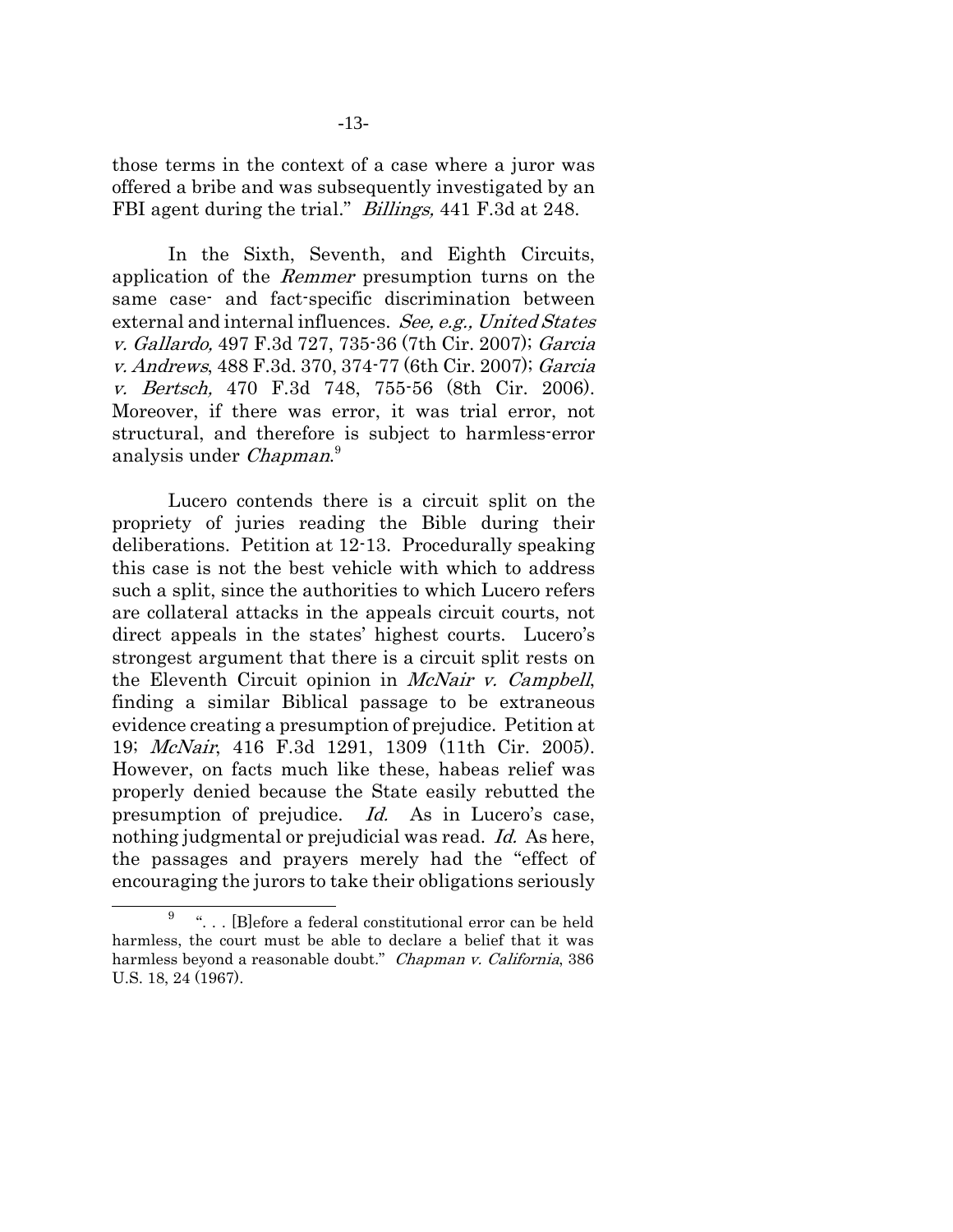those terms in the context of a case where a juror was offered a bribe and was subsequently investigated by an FBI agent during the trial." *Billings,* 441 F.3d at 248.

In the Sixth, Seventh, and Eighth Circuits, application of the *Remmer* presumption turns on the same case- and fact-specific discrimination between external and internal influences. *See, e.g., United States v. Gallardo,* 497 F.3d 727, 735-36 (7th Cir. 2007); *Garcia v. Andrews*, 488 F.3d. 370, 374-77 (6th Cir. 2007); *Garcia v. Bertsch,* 470 F.3d 748, 755-56 (8th Cir. 2006). Moreover, if there was error, it was trial error, not structural, and therefore is subject to harmless-error analysis under *Chapman*.[9]

Lucero contends there is a circuit split on the propriety of juries reading the Bible during their deliberations. Petition at 12-13. Procedurally speaking this case is not the best vehicle with which to address such a split, since the authorities to which Lucero refers are collateral attacks in the appeals circuit courts, not direct appeals in the states' highest courts. Lucero's strongest argument that there is a circuit split rests on the Eleventh Circuit opinion in *McNair v. Campbell*, finding a similar Biblical passage to be extraneous evidence creating a presumption of prejudice. Petition at 19; *McNair*, 416 F.3d 1291, 1309 (11th Cir. 2005). However, on facts much like these, habeas relief was properly denied because the State easily rebutted the presumption of prejudice. *Id.* As in Lucero's case, nothing judgmental or prejudicial was read. *Id.* As here, the passages and prayers merely had the "effect of encouraging the jurors to take their obligations seriously

---

[9] ". . . [B]efore a federal constitutional error can be held harmless, the court must be able to declare a belief that it was harmless beyond a reasonable doubt." *Chapman v. California*, 386 U.S. 18, 24 (1967).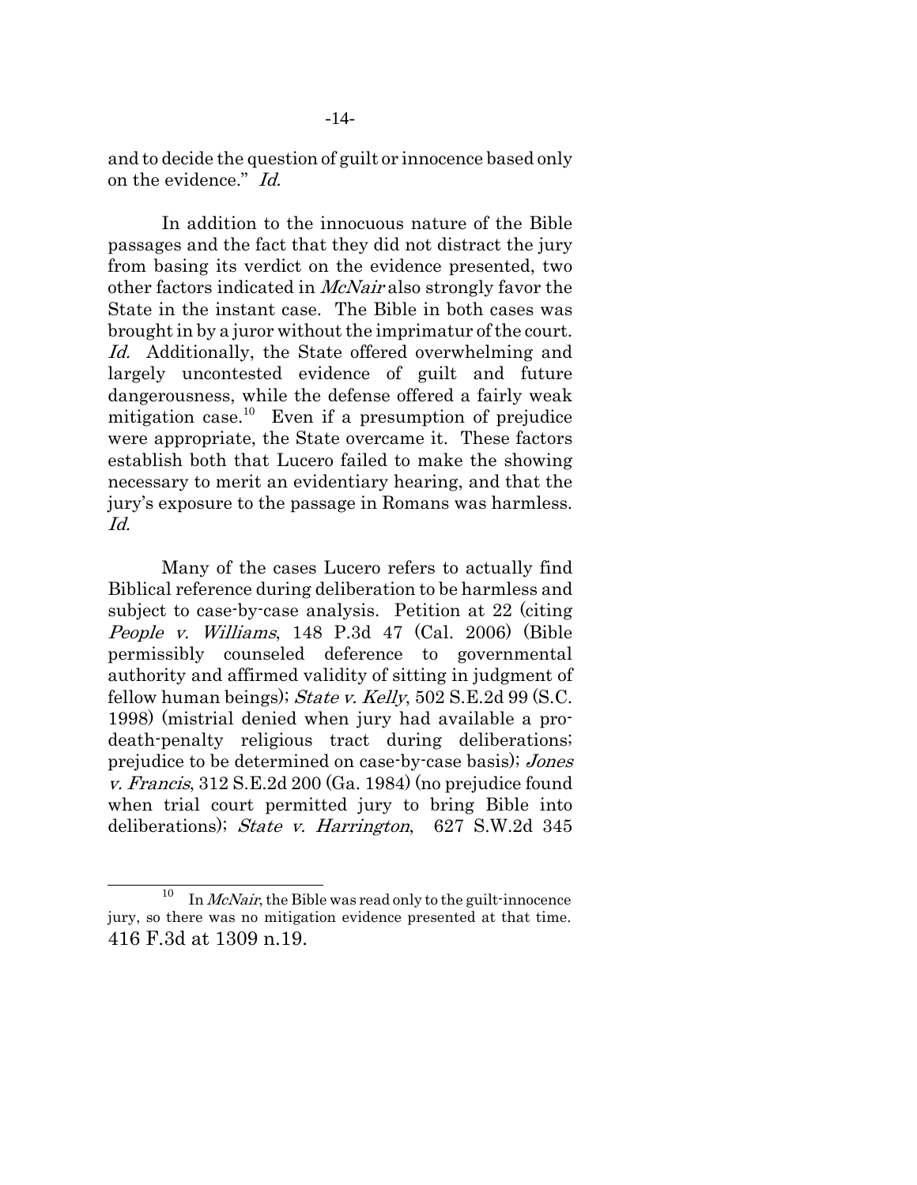and to decide the question of guilt or innocence based only on the evidence." *Id.*

In addition to the innocuous nature of the Bible passages and the fact that they did not distract the jury from basing its verdict on the evidence presented, two other factors indicated in *McNair* also strongly favor the State in the instant case. The Bible in both cases was brought in by a juror without the imprimatur of the court. *Id.* Additionally, the State offered overwhelming and largely uncontested evidence of guilt and future dangerousness, while the defense offered a fairly weak mitigation case.[10] Even if a presumption of prejudice were appropriate, the State overcame it. These factors establish both that Lucero failed to make the showing necessary to merit an evidentiary hearing, and that the jury's exposure to the passage in Romans was harmless. *Id.*

Many of the cases Lucero refers to actually find Biblical reference during deliberation to be harmless and subject to case-by-case analysis. Petition at 22 (citing *People v. Williams*, 148 P.3d 47 (Cal. 2006) (Bible permissibly counseled deference to governmental authority and affirmed validity of sitting in judgment of fellow human beings); *State v. Kelly*, 502 S.E.2d 99 (S.C. 1998) (mistrial denied when jury had available a pro-death-penalty religious tract during deliberations; prejudice to be determined on case-by-case basis); *Jones v. Francis*, 312 S.E.2d 200 (Ga. 1984) (no prejudice found when trial court permitted jury to bring Bible into deliberations); *State v. Harrington*, 627 S.W.2d 345

[10] In *McNair*, the Bible was read only to the guilt-innocence jury, so there was no mitigation evidence presented at that time. 416 F.3d at 1309 n.19.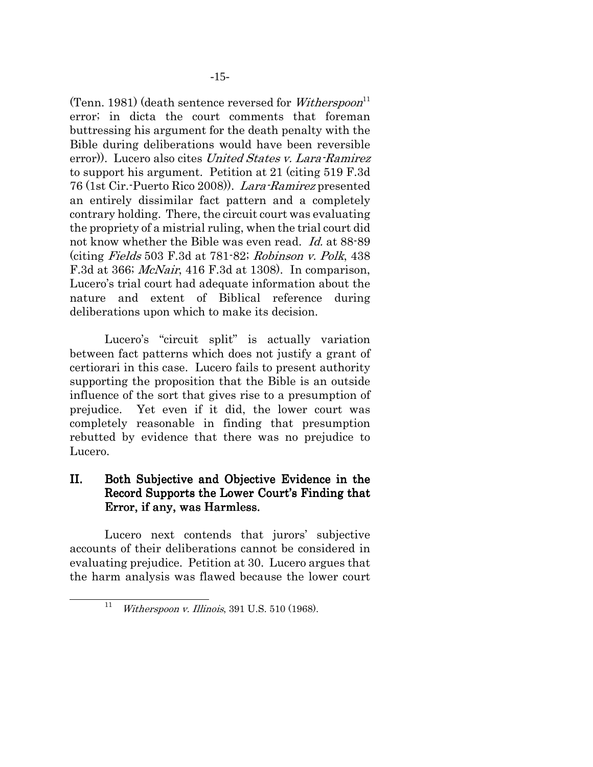(Tenn. 1981) (death sentence reversed for *Witherspoon*[11] error; in dicta the court comments that foreman buttressing his argument for the death penalty with the Bible during deliberations would have been reversible error)). Lucero also cites *United States v. Lara-Ramirez* to support his argument. Petition at 21 (citing 519 F.3d 76 (1st Cir.-Puerto Rico 2008)). *Lara-Ramirez* presented an entirely dissimilar fact pattern and a completely contrary holding. There, the circuit court was evaluating the propriety of a mistrial ruling, when the trial court did not know whether the Bible was even read. *Id.* at 88-89 (citing *Fields* 503 F.3d at 781-82; *Robinson v. Polk*, 438 F.3d at 366; *McNair*, 416 F.3d at 1308). In comparison, Lucero's trial court had adequate information about the nature and extent of Biblical reference during deliberations upon which to make its decision.

Lucero's "circuit split" is actually variation between fact patterns which does not justify a grant of certiorari in this case. Lucero fails to present authority supporting the proposition that the Bible is an outside influence of the sort that gives rise to a presumption of prejudice. Yet even if it did, the lower court was completely reasonable in finding that presumption rebutted by evidence that there was no prejudice to Lucero.

## II. Both Subjective and Objective Evidence in the Record Supports the Lower Court's Finding that Error, if any, was Harmless.

Lucero next contends that jurors' subjective accounts of their deliberations cannot be considered in evaluating prejudice. Petition at 30. Lucero argues that the harm analysis was flawed because the lower court

[11] *Witherspoon v. Illinois*, 391 U.S. 510 (1968).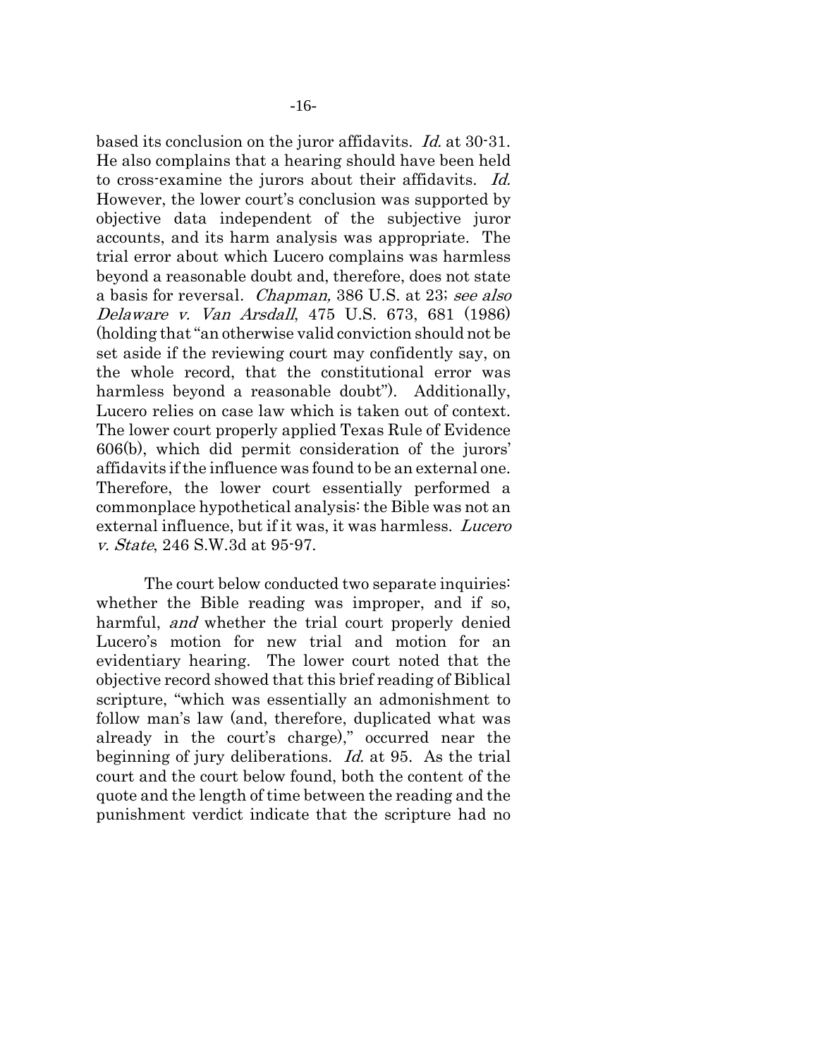based its conclusion on the juror affidavits. *Id.* at 30-31. He also complains that a hearing should have been held to cross-examine the jurors about their affidavits. *Id.* However, the lower court's conclusion was supported by objective data independent of the subjective juror accounts, and its harm analysis was appropriate. The trial error about which Lucero complains was harmless beyond a reasonable doubt and, therefore, does not state a basis for reversal. *Chapman,* 386 U.S. at 23; *see also Delaware v. Van Arsdall*, 475 U.S. 673, 681 (1986) (holding that "an otherwise valid conviction should not be set aside if the reviewing court may confidently say, on the whole record, that the constitutional error was harmless beyond a reasonable doubt"). Additionally, Lucero relies on case law which is taken out of context. The lower court properly applied Texas Rule of Evidence 606(b), which did permit consideration of the jurors' affidavits if the influence was found to be an external one. Therefore, the lower court essentially performed a commonplace hypothetical analysis: the Bible was not an external influence, but if it was, it was harmless. *Lucero v. State*, 246 S.W.3d at 95-97.

The court below conducted two separate inquiries: whether the Bible reading was improper, and if so, harmful, *and* whether the trial court properly denied Lucero's motion for new trial and motion for an evidentiary hearing. The lower court noted that the objective record showed that this brief reading of Biblical scripture, "which was essentially an admonishment to follow man's law (and, therefore, duplicated what was already in the court's charge)," occurred near the beginning of jury deliberations. *Id.* at 95. As the trial court and the court below found, both the content of the quote and the length of time between the reading and the punishment verdict indicate that the scripture had no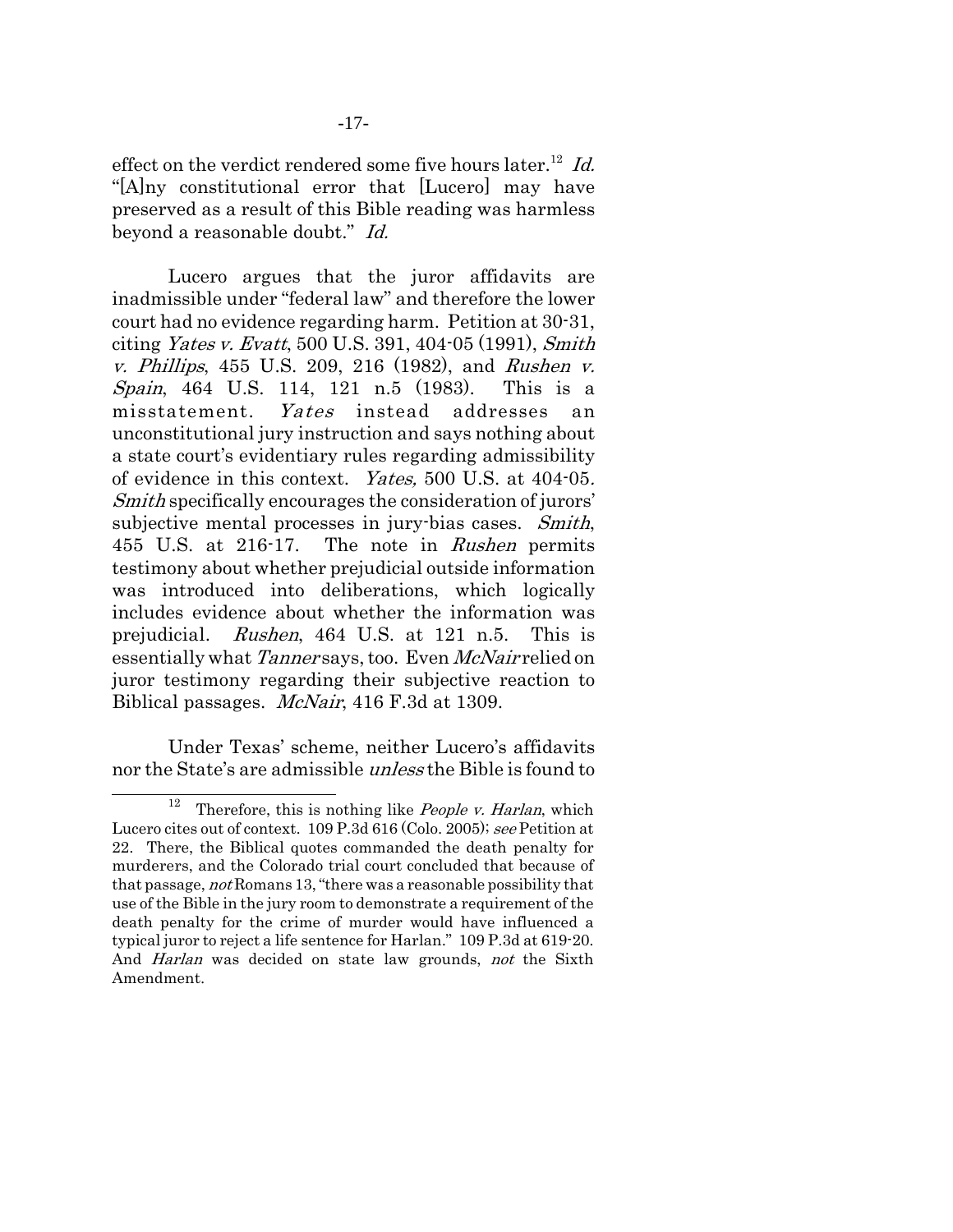effect on the verdict rendered some five hours later.[12] *Id.* "[A]ny constitutional error that [Lucero] may have preserved as a result of this Bible reading was harmless beyond a reasonable doubt." *Id.*

Lucero argues that the juror affidavits are inadmissible under "federal law" and therefore the lower court had no evidence regarding harm. Petition at 30-31, citing *Yates v. Evatt*, 500 U.S. 391, 404-05 (1991), *Smith v. Phillips*, 455 U.S. 209, 216 (1982), and *Rushen v. Spain*, 464 U.S. 114, 121 n.5 (1983). This is a misstatement. *Yates* instead addresses an unconstitutional jury instruction and says nothing about a state court's evidentiary rules regarding admissibility of evidence in this context. *Yates,* 500 U.S. at 404-05. *Smith* specifically encourages the consideration of jurors' subjective mental processes in jury-bias cases. *Smith*, 455 U.S. at 216-17. The note in *Rushen* permits testimony about whether prejudicial outside information was introduced into deliberations, which logically includes evidence about whether the information was prejudicial. *Rushen*, 464 U.S. at 121 n.5. This is essentially what *Tanner* says, too. Even *McNair* relied on juror testimony regarding their subjective reaction to Biblical passages. *McNair*, 416 F.3d at 1309.

Under Texas' scheme, neither Lucero's affidavits nor the State's are admissible *unless* the Bible is found to

---

[12] Therefore, this is nothing like *People v. Harlan*, which Lucero cites out of context. 109 P.3d 616 (Colo. 2005); *see* Petition at 22. There, the Biblical quotes commanded the death penalty for murderers, and the Colorado trial court concluded that because of that passage, *not* Romans 13, "there was a reasonable possibility that use of the Bible in the jury room to demonstrate a requirement of the death penalty for the crime of murder would have influenced a typical juror to reject a life sentence for Harlan." 109 P.3d at 619-20. And *Harlan* was decided on state law grounds, *not* the Sixth Amendment.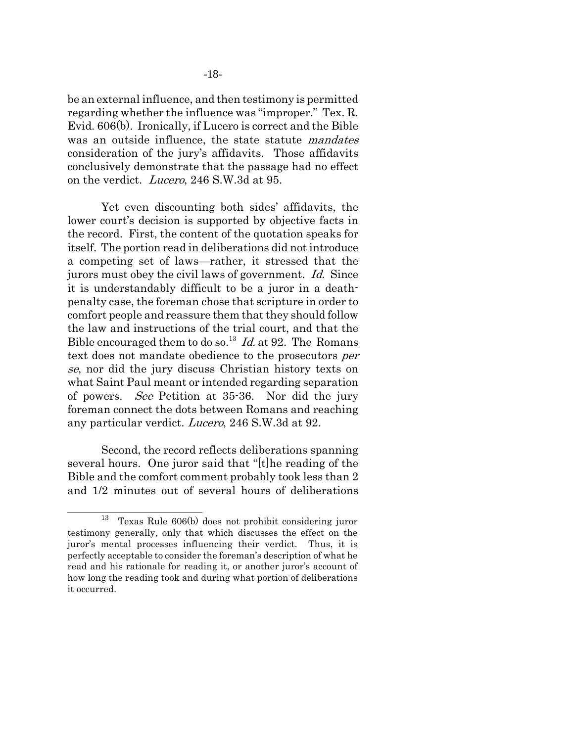be an external influence, and then testimony is permitted regarding whether the influence was "improper." Tex. R. Evid. 606(b). Ironically, if Lucero is correct and the Bible was an outside influence, the state statute *mandates* consideration of the jury's affidavits. Those affidavits conclusively demonstrate that the passage had no effect on the verdict. *Lucero*, 246 S.W.3d at 95.

Yet even discounting both sides' affidavits, the lower court's decision is supported by objective facts in the record. First, the content of the quotation speaks for itself. The portion read in deliberations did not introduce a competing set of laws—rather, it stressed that the jurors must obey the civil laws of government. *Id.* Since it is understandably difficult to be a juror in a death-penalty case, the foreman chose that scripture in order to comfort people and reassure them that they should follow the law and instructions of the trial court, and that the Bible encouraged them to do so.[13] *Id.* at 92. The Romans text does not mandate obedience to the prosecutors *per se*, nor did the jury discuss Christian history texts on what Saint Paul meant or intended regarding separation of powers. *See* Petition at 35-36. Nor did the jury foreman connect the dots between Romans and reaching any particular verdict. *Lucero*, 246 S.W.3d at 92.

Second, the record reflects deliberations spanning several hours. One juror said that "[t]he reading of the Bible and the comfort comment probably took less than 2 and 1/2 minutes out of several hours of deliberations

---

[13] Texas Rule 606(b) does not prohibit considering juror testimony generally, only that which discusses the effect on the juror's mental processes influencing their verdict. Thus, it is perfectly acceptable to consider the foreman's description of what he read and his rationale for reading it, or another juror's account of how long the reading took and during what portion of deliberations it occurred.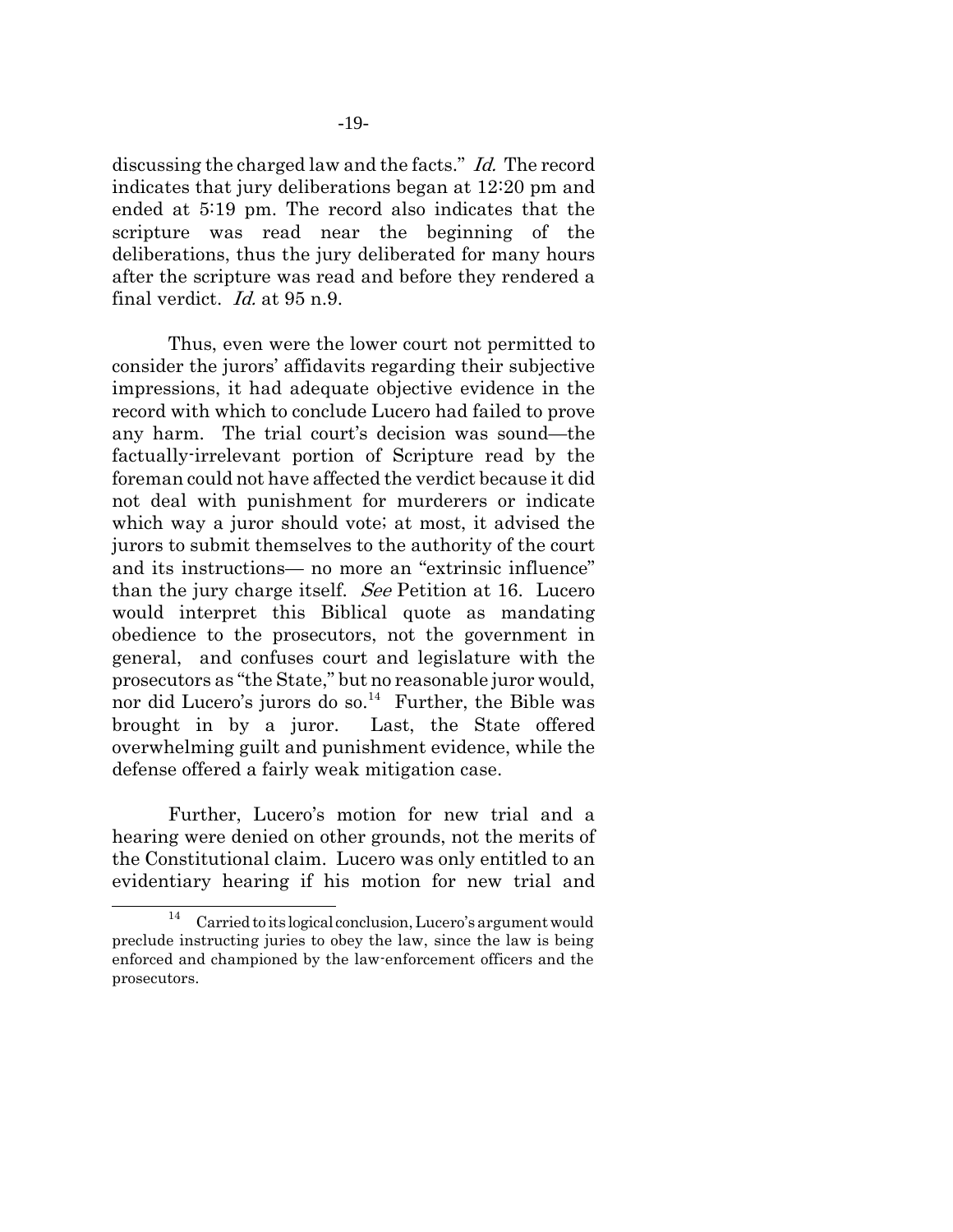discussing the charged law and the facts." *Id.* The record indicates that jury deliberations began at 12:20 pm and ended at 5:19 pm. The record also indicates that the scripture was read near the beginning of the deliberations, thus the jury deliberated for many hours after the scripture was read and before they rendered a final verdict. *Id.* at 95 n.9.

Thus, even were the lower court not permitted to consider the jurors' affidavits regarding their subjective impressions, it had adequate objective evidence in the record with which to conclude Lucero had failed to prove any harm. The trial court's decision was sound—the factually-irrelevant portion of Scripture read by the foreman could not have affected the verdict because it did not deal with punishment for murderers or indicate which way a juror should vote; at most, it advised the jurors to submit themselves to the authority of the court and its instructions— no more an "extrinsic influence" than the jury charge itself. *See* Petition at 16. Lucero would interpret this Biblical quote as mandating obedience to the prosecutors, not the government in general, and confuses court and legislature with the prosecutors as "the State," but no reasonable juror would, nor did Lucero's jurors do so.[14] Further, the Bible was brought in by a juror. Last, the State offered overwhelming guilt and punishment evidence, while the defense offered a fairly weak mitigation case.

Further, Lucero's motion for new trial and a hearing were denied on other grounds, not the merits of the Constitutional claim. Lucero was only entitled to an evidentiary hearing if his motion for new trial and

---

[14] Carried to its logical conclusion, Lucero's argument would preclude instructing juries to obey the law, since the law is being enforced and championed by the law-enforcement officers and the prosecutors.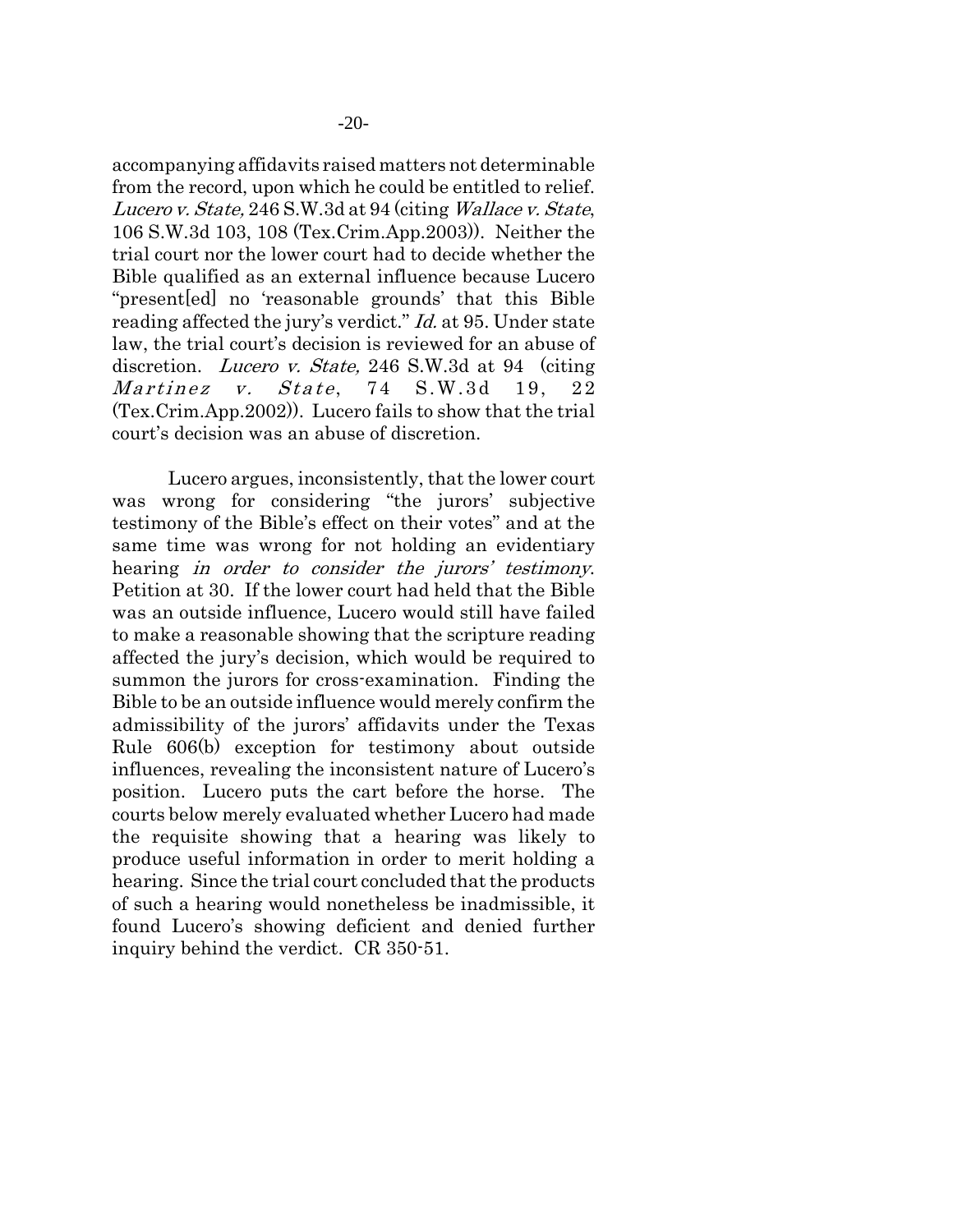accompanying affidavits raised matters not determinable from the record, upon which he could be entitled to relief. *Lucero v. State,* 246 S.W.3d at 94 (citing *Wallace v. State*, 106 S.W.3d 103, 108 (Tex.Crim.App.2003)). Neither the trial court nor the lower court had to decide whether the Bible qualified as an external influence because Lucero "present[ed] no 'reasonable grounds' that this Bible reading affected the jury's verdict." *Id.* at 95. Under state law, the trial court's decision is reviewed for an abuse of discretion. *Lucero v. State,* 246 S.W.3d at 94 (citing *Martinez v. State*, 74 S.W.3d 19, 22 (Tex.Crim.App.2002)). Lucero fails to show that the trial court's decision was an abuse of discretion.

Lucero argues, inconsistently, that the lower court was wrong for considering "the jurors' subjective testimony of the Bible's effect on their votes" and at the same time was wrong for not holding an evidentiary hearing *in order to consider the jurors' testimony*. Petition at 30. If the lower court had held that the Bible was an outside influence, Lucero would still have failed to make a reasonable showing that the scripture reading affected the jury's decision, which would be required to summon the jurors for cross-examination. Finding the Bible to be an outside influence would merely confirm the admissibility of the jurors' affidavits under the Texas Rule 606(b) exception for testimony about outside influences, revealing the inconsistent nature of Lucero's position. Lucero puts the cart before the horse. The courts below merely evaluated whether Lucero had made the requisite showing that a hearing was likely to produce useful information in order to merit holding a hearing. Since the trial court concluded that the products of such a hearing would nonetheless be inadmissible, it found Lucero's showing deficient and denied further inquiry behind the verdict. CR 350-51.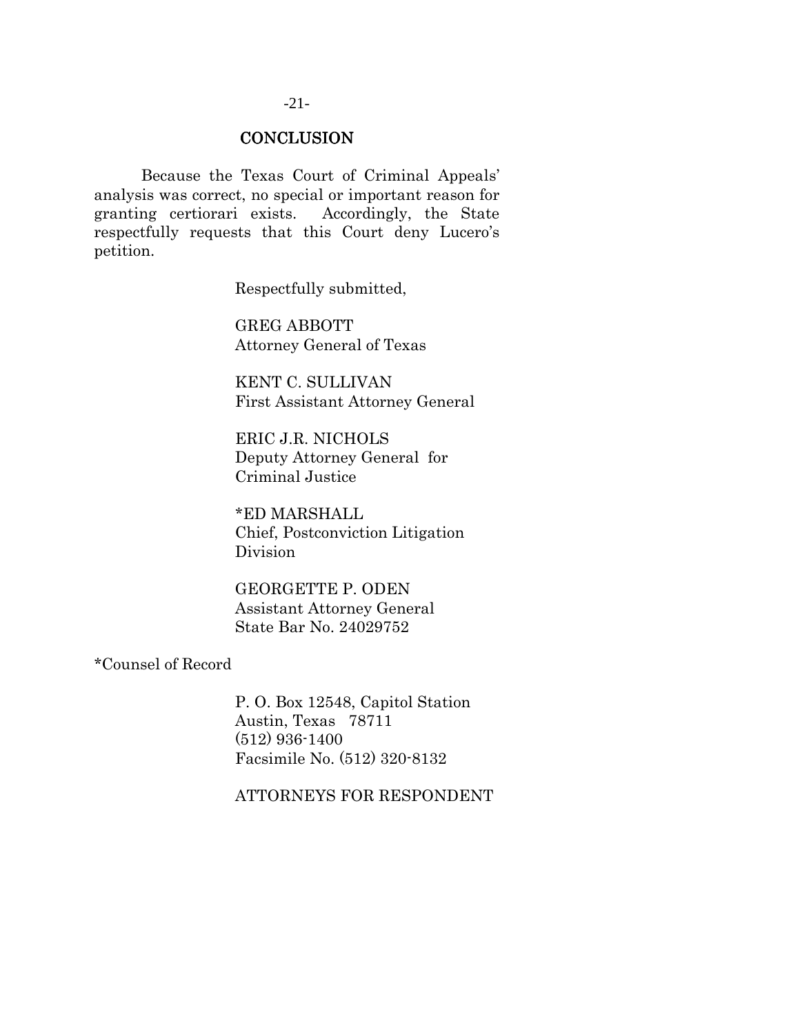## CONCLUSION

Because the Texas Court of Criminal Appeals' analysis was correct, no special or important reason for granting certiorari exists. Accordingly, the State respectfully requests that this Court deny Lucero's petition.

Respectfully submitted,

GREG ABBOTT
Attorney General of Texas

KENT C. SULLIVAN
First Assistant Attorney General

ERIC J.R. NICHOLS
Deputy Attorney General for
Criminal Justice

*ED MARSHALL
Chief, Postconviction Litigation
Division

GEORGETTE P. ODEN
Assistant Attorney General
State Bar No. 24029752

*Counsel of Record

P. O. Box 12548, Capitol Station
Austin, Texas 78711
(512) 936-1400
Facsimile No. (512) 320-8132

ATTORNEYS FOR RESPONDENT